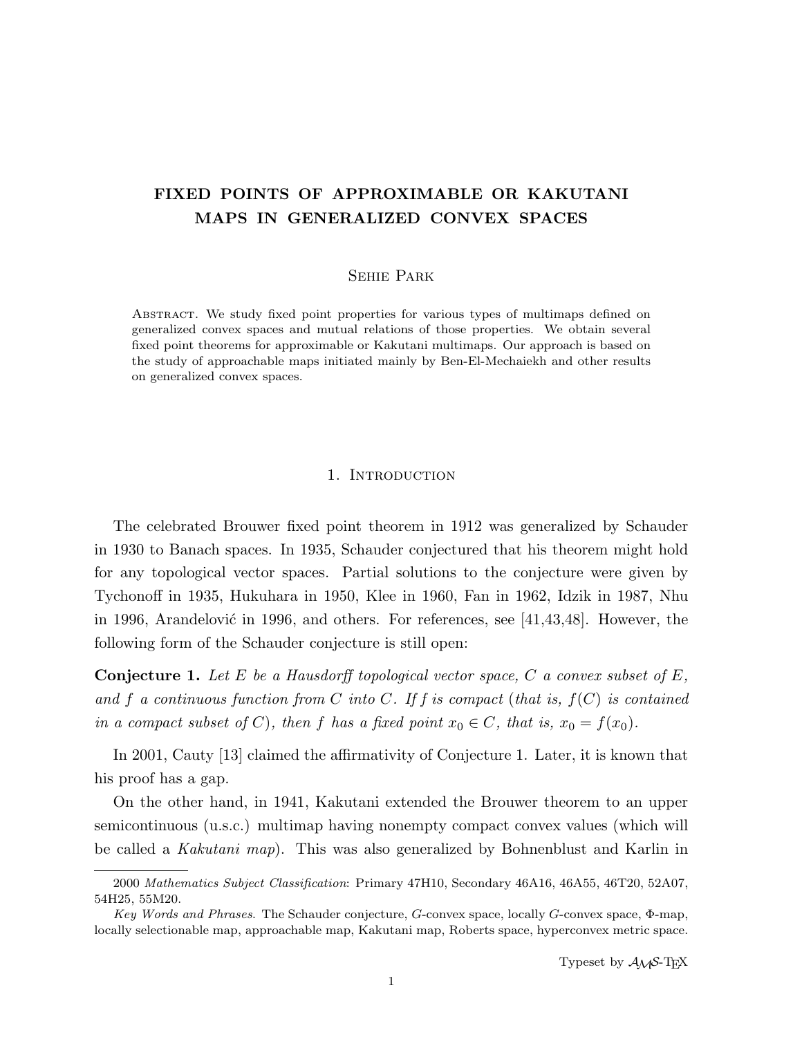# FIXED POINTS OF APPROXIMABLE OR KAKUTANI MAPS IN GENERALIZED CONVEX SPACES

Sehie Park

Abstract. We study fixed point properties for various types of multimaps defined on generalized convex spaces and mutual relations of those properties. We obtain several fixed point theorems for approximable or Kakutani multimaps. Our approach is based on the study of approachable maps initiated mainly by Ben-El-Mechaiekh and other results on generalized convex spaces.

## 1. Introduction

The celebrated Brouwer fixed point theorem in 1912 was generalized by Schauder in 1930 to Banach spaces. In 1935, Schauder conjectured that his theorem might hold for any topological vector spaces. Partial solutions to the conjecture were given by Tychonoff in 1935, Hukuhara in 1950, Klee in 1960, Fan in 1962, Idzik in 1987, Nhu in 1996, Arandelović in 1996, and others. For references, see [41,43,48]. However, the following form of the Schauder conjecture is still open:

**Conjecture 1.** *Let $E$ be a Hausdorff topological vector space, $C$ a convex subset of $E$, and $f$ a continuous function from $C$ into $C$. If $f$ is compact (that is, $f(C)$ is contained in a compact subset of $C$), then $f$ has a fixed point $x_0 \in C$, that is, $x_0 = f(x_0)$.*

In 2001, Cauty [13] claimed the affirmativity of Conjecture 1. Later, it is known that his proof has a gap.

On the other hand, in 1941, Kakutani extended the Brouwer theorem to an upper semicontinuous (u.s.c.) multimap having nonempty compact convex values (which will be called a *Kakutani map*). This was also generalized by Bohnenblust and Karlin in

2000 *Mathematics Subject Classification*: Primary 47H10, Secondary 46A16, 46A55, 46T20, 52A07, 54H25, 55M20.

*Key Words and Phrases*. The Schauder conjecture, $G$-convex space, locally $G$-convex space, $\Phi$-map, locally selectionable map, approachable map, Kakutani map, Roberts space, hyperconvex metric space.

Typeset by $\mathcal{A}\mathcal{M}\mathcal{S}$-TEX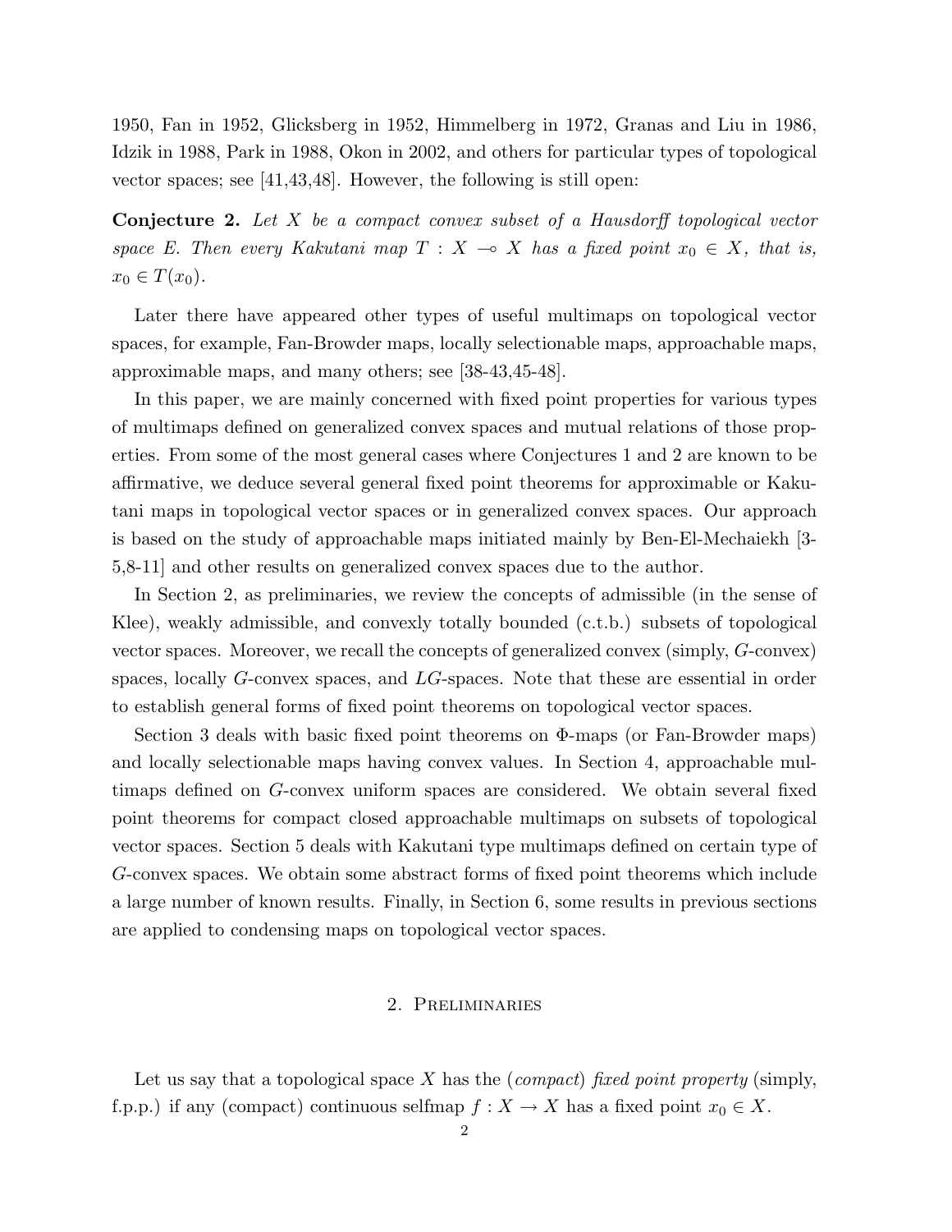1950, Fan in 1952, Glicksberg in 1952, Himmelberg in 1972, Granas and Liu in 1986, Idzik in 1988, Park in 1988, Okon in 2002, and others for particular types of topological vector spaces; see [41,43,48]. However, the following is still open:

**Conjecture 2.** *Let $X$ be a compact convex subset of a Hausdorff topological vector space $E$. Then every Kakutani map $T : X \multimap X$ has a fixed point $x_0 \in X$, that is, $x_0 \in T(x_0)$.*

Later there have appeared other types of useful multimaps on topological vector spaces, for example, Fan-Browder maps, locally selectionable maps, approachable maps, approximable maps, and many others; see [38-43,45-48].

In this paper, we are mainly concerned with fixed point properties for various types of multimaps defined on generalized convex spaces and mutual relations of those properties. From some of the most general cases where Conjectures 1 and 2 are known to be affirmative, we deduce several general fixed point theorems for approximable or Kakutani maps in topological vector spaces or in generalized convex spaces. Our approach is based on the study of approachable maps initiated mainly by Ben-El-Mechaiekh [3-5,8-11] and other results on generalized convex spaces due to the author.

In Section 2, as preliminaries, we review the concepts of admissible (in the sense of Klee), weakly admissible, and convexly totally bounded (c.t.b.) subsets of topological vector spaces. Moreover, we recall the concepts of generalized convex (simply, $G$-convex) spaces, locally $G$-convex spaces, and $LG$-spaces. Note that these are essential in order to establish general forms of fixed point theorems on topological vector spaces.

Section 3 deals with basic fixed point theorems on $\Phi$-maps (or Fan-Browder maps) and locally selectionable maps having convex values. In Section 4, approachable multimaps defined on $G$-convex uniform spaces are considered. We obtain several fixed point theorems for compact closed approachable multimaps on subsets of topological vector spaces. Section 5 deals with Kakutani type multimaps defined on certain type of $G$-convex spaces. We obtain some abstract forms of fixed point theorems which include a large number of known results. Finally, in Section 6, some results in previous sections are applied to condensing maps on topological vector spaces.

## 2. Preliminaries

Let us say that a topological space $X$ has the (*compact*) *fixed point property* (simply, f.p.p.) if any (compact) continuous selfmap $f : X \to X$ has a fixed point $x_0 \in X$.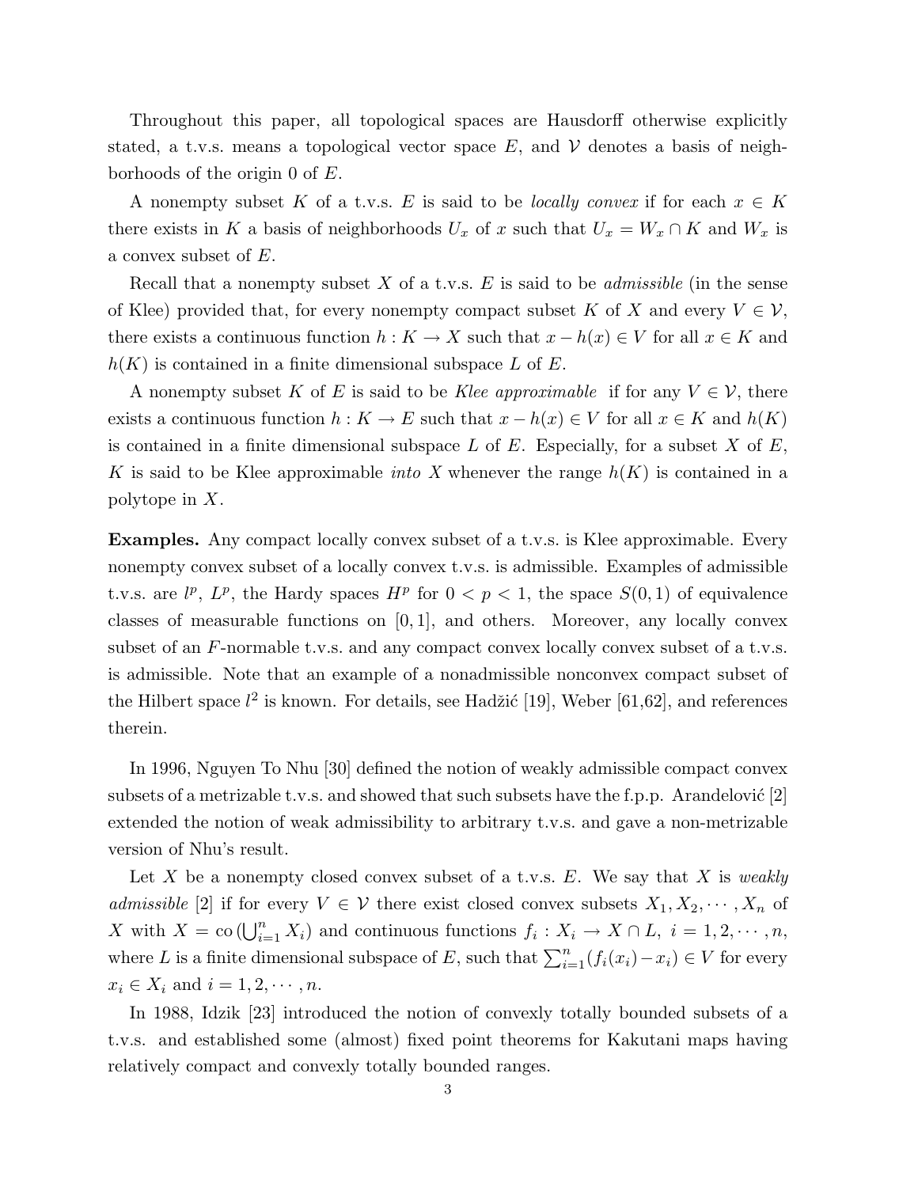Throughout this paper, all topological spaces are Hausdorff otherwise explicitly stated, a t.v.s. means a topological vector space $E$, and $\mathcal{V}$ denotes a basis of neighborhoods of the origin 0 of $E$.

A nonempty subset $K$ of a t.v.s. $E$ is said to be *locally convex* if for each $x \in K$ there exists in $K$ a basis of neighborhoods $U_x$ of $x$ such that $U_x = W_x \cap K$ and $W_x$ is a convex subset of $E$.

Recall that a nonempty subset $X$ of a t.v.s. $E$ is said to be *admissible* (in the sense of Klee) provided that, for every nonempty compact subset $K$ of $X$ and every $V \in \mathcal{V}$, there exists a continuous function $h : K \to X$ such that $x - h(x) \in V$ for all $x \in K$ and $h(K)$ is contained in a finite dimensional subspace $L$ of $E$.

A nonempty subset $K$ of $E$ is said to be *Klee approximable* if for any $V \in \mathcal{V}$, there exists a continuous function $h : K \to E$ such that $x - h(x) \in V$ for all $x \in K$ and $h(K)$ is contained in a finite dimensional subspace $L$ of $E$. Especially, for a subset $X$ of $E$, $K$ is said to be Klee approximable *into* $X$ whenever the range $h(K)$ is contained in a polytope in $X$.

**Examples.** Any compact locally convex subset of a t.v.s. is Klee approximable. Every nonempty convex subset of a locally convex t.v.s. is admissible. Examples of admissible t.v.s. are $l^p$, $L^p$, the Hardy spaces $H^p$ for $0 < p < 1$, the space $S(0, 1)$ of equivalence classes of measurable functions on $[0, 1]$, and others. Moreover, any locally convex subset of an $F$-normable t.v.s. and any compact convex locally convex subset of a t.v.s. is admissible. Note that an example of a nonadmissible nonconvex compact subset of the Hilbert space $l^2$ is known. For details, see Hadžić [19], Weber [61,62], and references therein.

In 1996, Nguyen To Nhu [30] defined the notion of weakly admissible compact convex subsets of a metrizable t.v.s. and showed that such subsets have the f.p.p. Arandelović [2] extended the notion of weak admissibility to arbitrary t.v.s. and gave a non-metrizable version of Nhu's result.

Let $X$ be a nonempty closed convex subset of a t.v.s. $E$. We say that $X$ is *weakly admissible* [2] if for every $V \in \mathcal{V}$ there exist closed convex subsets $X_1, X_2, \cdots, X_n$ of $X$ with $X = \mathrm{co}\,(\bigcup_{i=1}^{n} X_i)$ and continuous functions $f_i : X_i \to X \cap L,\ i = 1, 2, \cdots, n$, where $L$ is a finite dimensional subspace of $E$, such that $\sum_{i=1}^{n}(f_i(x_i) - x_i) \in V$ for every $x_i \in X_i$ and $i = 1, 2, \cdots, n$.

In 1988, Idzik [23] introduced the notion of convexly totally bounded subsets of a t.v.s. and established some (almost) fixed point theorems for Kakutani maps having relatively compact and convexly totally bounded ranges.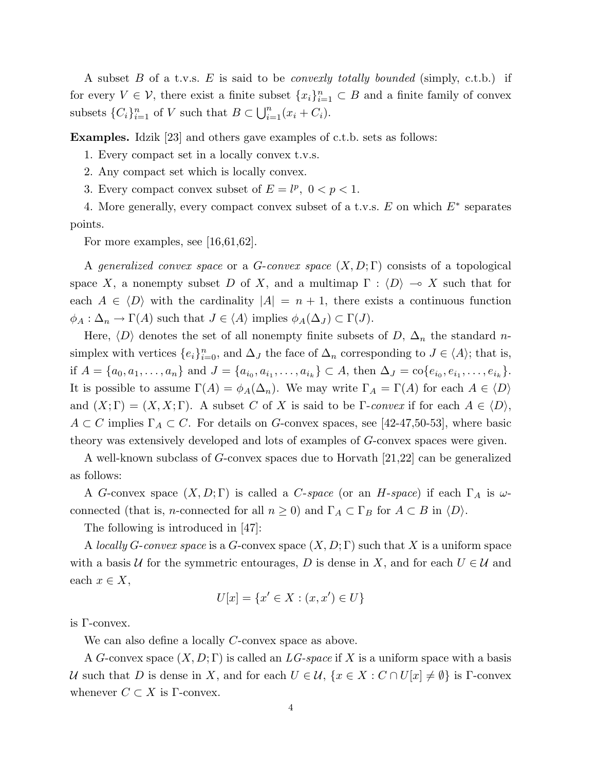A subset $B$ of a t.v.s. $E$ is said to be *convexly totally bounded* (simply, c.t.b.) if for every $V \in \mathcal{V}$, there exist a finite subset $\{x_i\}_{i=1}^n \subset B$ and a finite family of convex subsets $\{C_i\}_{i=1}^n$ of $V$ such that $B \subset \bigcup_{i=1}^n (x_i + C_i)$.

**Examples.** Idzik [23] and others gave examples of c.t.b. sets as follows:

1. Every compact set in a locally convex t.v.s.
2. Any compact set which is locally convex.
3. Every compact convex subset of $E = l^p,\ 0 < p < 1$.
4. More generally, every compact convex subset of a t.v.s. $E$ on which $E^*$ separates points.

For more examples, see [16,61,62].

A *generalized convex space* or a *G-convex space* $(X, D; \Gamma)$ consists of a topological space $X$, a nonempty subset $D$ of $X$, and a multimap $\Gamma : \langle D \rangle \multimap X$ such that for each $A \in \langle D \rangle$ with the cardinality $|A| = n + 1$, there exists a continuous function $\phi_A : \Delta_n \to \Gamma(A)$ such that $J \in \langle A \rangle$ implies $\phi_A(\Delta_J) \subset \Gamma(J)$.

Here, $\langle D \rangle$ denotes the set of all nonempty finite subsets of $D$, $\Delta_n$ the standard $n$-simplex with vertices $\{e_i\}_{i=0}^n$, and $\Delta_J$ the face of $\Delta_n$ corresponding to $J \in \langle A \rangle$; that is, if $A = \{a_0, a_1, \ldots, a_n\}$ and $J = \{a_{i_0}, a_{i_1}, \ldots, a_{i_k}\} \subset A$, then $\Delta_J = \mathrm{co}\{e_{i_0}, e_{i_1}, \ldots, e_{i_k}\}$. It is possible to assume $\Gamma(A) = \phi_A(\Delta_n)$. We may write $\Gamma_A = \Gamma(A)$ for each $A \in \langle D \rangle$ and $(X; \Gamma) = (X, X; \Gamma)$. A subset $C$ of $X$ is said to be $\Gamma$-*convex* if for each $A \in \langle D \rangle$, $A \subset C$ implies $\Gamma_A \subset C$. For details on $G$-convex spaces, see [42-47,50-53], where basic theory was extensively developed and lots of examples of $G$-convex spaces were given.

A well-known subclass of $G$-convex spaces due to Horvath [21,22] can be generalized as follows:

A $G$-convex space $(X, D; \Gamma)$ is called a *C-space* (or an *H-space*) if each $\Gamma_A$ is $\omega$-connected (that is, $n$-connected for all $n \geq 0$) and $\Gamma_A \subset \Gamma_B$ for $A \subset B$ in $\langle D \rangle$.

The following is introduced in [47]:

A *locally G-convex space* is a $G$-convex space $(X, D; \Gamma)$ such that $X$ is a uniform space with a basis $\mathcal{U}$ for the symmetric entourages, $D$ is dense in $X$, and for each $U \in \mathcal{U}$ and each $x \in X$,

$$U[x] = \{x' \in X : (x, x') \in U\}$$

is $\Gamma$-convex.

We can also define a locally $C$-convex space as above.

A $G$-convex space $(X, D; \Gamma)$ is called an *LG-space* if $X$ is a uniform space with a basis $\mathcal{U}$ such that $D$ is dense in $X$, and for each $U \in \mathcal{U}$, $\{x \in X : C \cap U[x] \neq \emptyset\}$ is $\Gamma$-convex whenever $C \subset X$ is $\Gamma$-convex.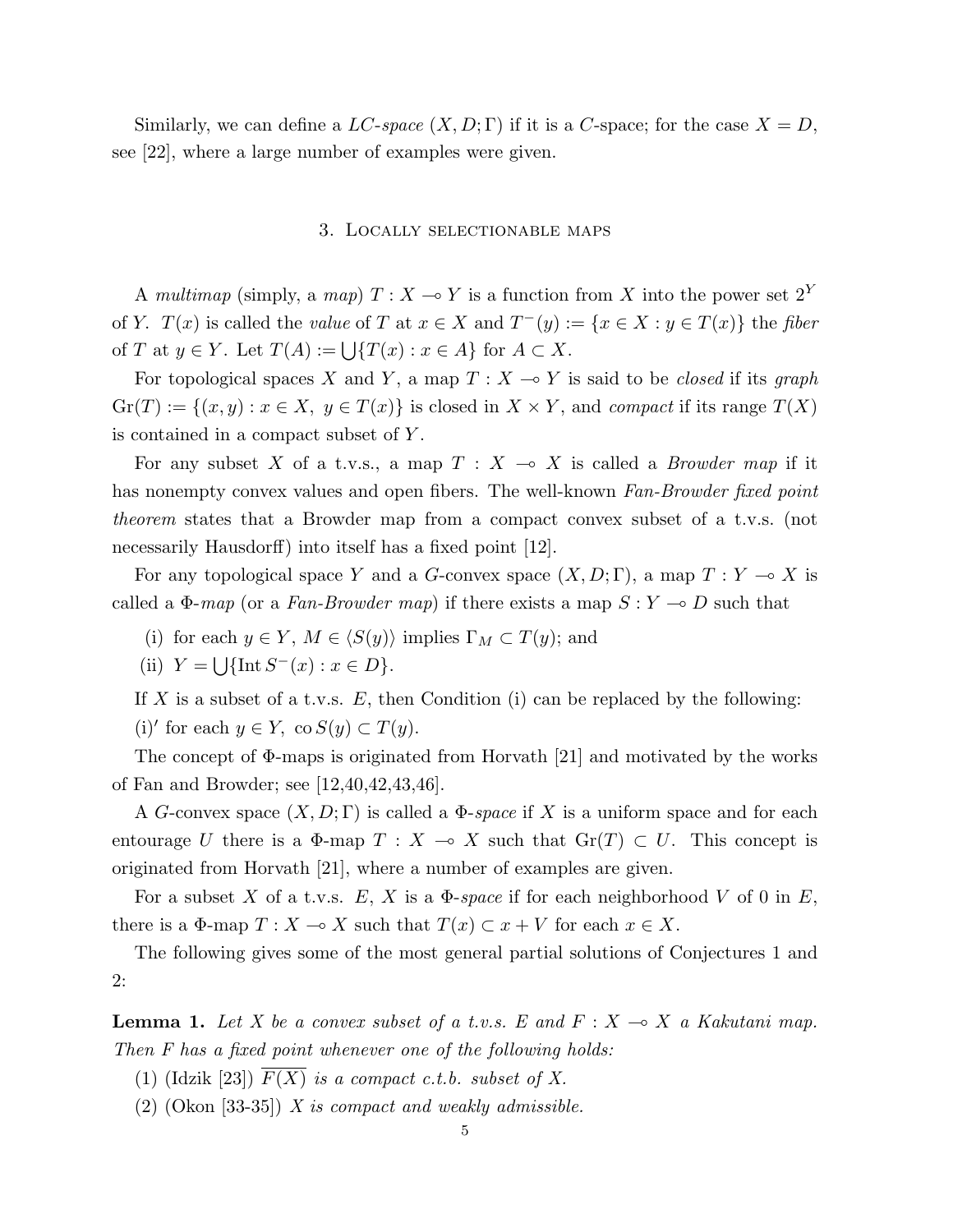Similarly, we can define a *LC-space* $(X, D; \Gamma)$ if it is a $C$-space; for the case $X = D$, see [22], where a large number of examples were given.

## 3. Locally selectionable maps

A *multimap* (simply, a *map*) $T : X \multimap Y$ is a function from $X$ into the power set $2^Y$ of $Y$. $T(x)$ is called the *value* of $T$ at $x \in X$ and $T^-(y) := \{x \in X : y \in T(x)\}$ the *fiber* of $T$ at $y \in Y$. Let $T(A) := \bigcup\{T(x) : x \in A\}$ for $A \subset X$.

For topological spaces $X$ and $Y$, a map $T : X \multimap Y$ is said to be *closed* if its *graph* $\mathrm{Gr}(T) := \{(x, y) : x \in X,\ y \in T(x)\}$ is closed in $X \times Y$, and *compact* if its range $T(X)$ is contained in a compact subset of $Y$.

For any subset $X$ of a t.v.s., a map $T : X \multimap X$ is called a *Browder map* if it has nonempty convex values and open fibers. The well-known *Fan-Browder fixed point theorem* states that a Browder map from a compact convex subset of a t.v.s. (not necessarily Hausdorff) into itself has a fixed point [12].

For any topological space $Y$ and a $G$-convex space $(X, D; \Gamma)$, a map $T : Y \multimap X$ is called a *Φ-map* (or a *Fan-Browder map*) if there exists a map $S : Y \multimap D$ such that

(i) for each $y \in Y$, $M \in \langle S(y) \rangle$ implies $\Gamma_M \subset T(y)$; and

(ii) $Y = \bigcup\{\mathrm{Int}\, S^-(x) : x \in D\}$.

If $X$ is a subset of a t.v.s. $E$, then Condition (i) can be replaced by the following:

(i)$'$ for each $y \in Y$, $\mathrm{co}\, S(y) \subset T(y)$.

The concept of Φ-maps is originated from Horvath [21] and motivated by the works of Fan and Browder; see [12,40,42,43,46].

A $G$-convex space $(X, D; \Gamma)$ is called a *Φ-space* if $X$ is a uniform space and for each entourage $U$ there is a Φ-map $T : X \multimap X$ such that $\mathrm{Gr}(T) \subset U$. This concept is originated from Horvath [21], where a number of examples are given.

For a subset $X$ of a t.v.s. $E$, $X$ is a *Φ-space* if for each neighborhood $V$ of $0$ in $E$, there is a Φ-map $T : X \multimap X$ such that $T(x) \subset x + V$ for each $x \in X$.

The following gives some of the most general partial solutions of Conjectures 1 and 2:

**Lemma 1.** *Let $X$ be a convex subset of a t.v.s. $E$ and $F : X \multimap X$ a Kakutani map. Then $F$ has a fixed point whenever one of the following holds:*

(1) (Idzik [23]) *$\overline{F(X)}$ is a compact c.t.b. subset of $X$.*

(2) (Okon [33-35]) *$X$ is compact and weakly admissible.*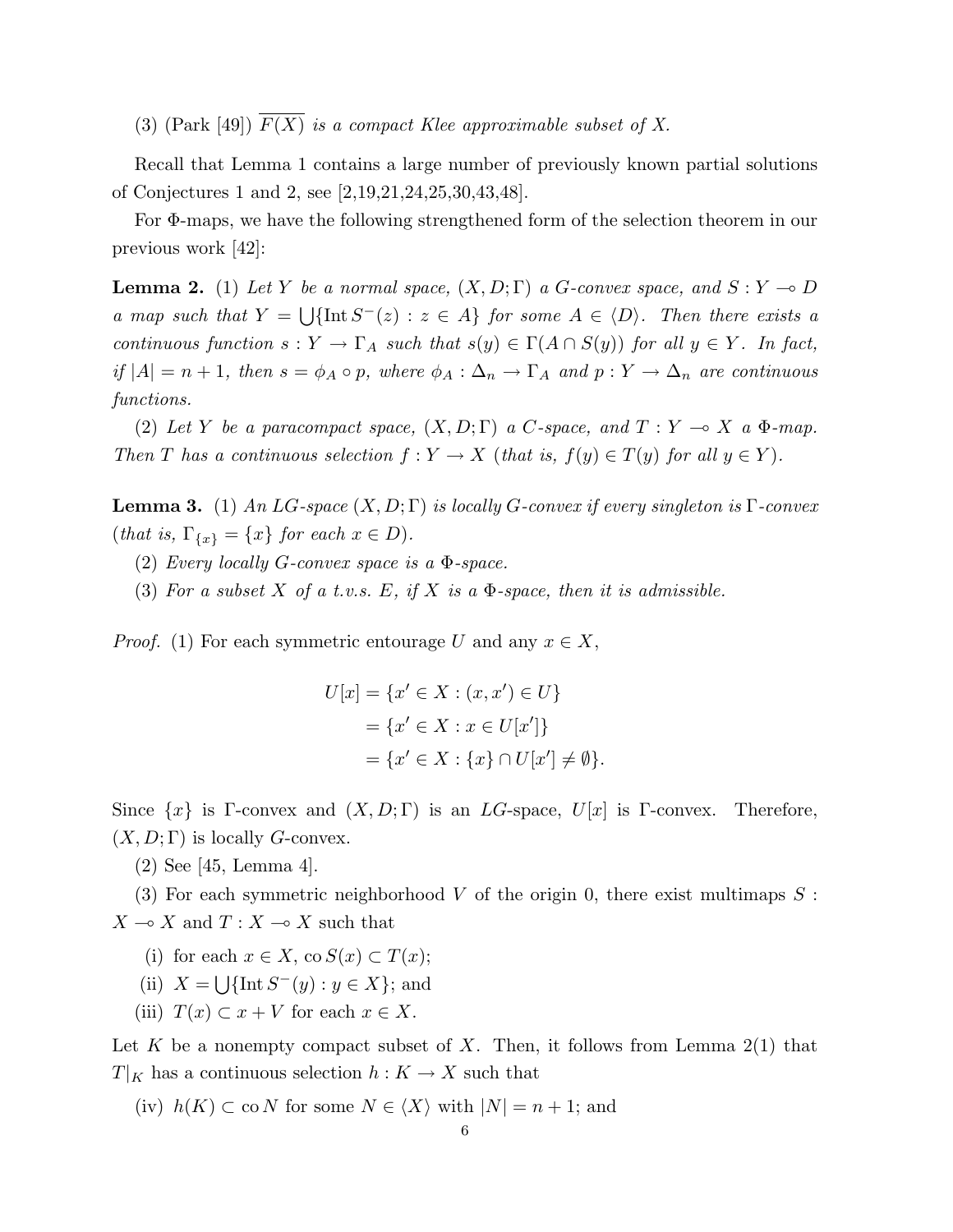(3) (Park [49]) *$\overline{F(X)}$ is a compact Klee approximable subset of $X$.*

Recall that Lemma 1 contains a large number of previously known partial solutions of Conjectures 1 and 2, see [2,19,21,24,25,30,43,48].

For $\Phi$-maps, we have the following strengthened form of the selection theorem in our previous work [42]:

**Lemma 2.** (1) *Let $Y$ be a normal space, $(X, D; \Gamma)$ a $G$-convex space, and $S : Y \multimap D$ a map such that $Y = \bigcup\{\operatorname{Int} S^{-}(z) : z \in A\}$ for some $A \in \langle D \rangle$. Then there exists a continuous function $s : Y \to \Gamma_A$ such that $s(y) \in \Gamma(A \cap S(y))$ for all $y \in Y$. In fact, if $|A| = n + 1$, then $s = \phi_A \circ p$, where $\phi_A : \Delta_n \to \Gamma_A$ and $p : Y \to \Delta_n$ are continuous functions.*

(2) *Let $Y$ be a paracompact space, $(X, D; \Gamma)$ a $C$-space, and $T : Y \multimap X$ a $\Phi$-map. Then $T$ has a continuous selection $f : Y \to X$ (that is, $f(y) \in T(y)$ for all $y \in Y$).*

**Lemma 3.** (1) *An $LG$-space $(X, D; \Gamma)$ is locally $G$-convex if every singleton is $\Gamma$-convex (that is, $\Gamma_{\{x\}} = \{x\}$ for each $x \in D$).*

(2) *Every locally $G$-convex space is a $\Phi$-space.*

(3) *For a subset $X$ of a t.v.s. $E$, if $X$ is a $\Phi$-space, then it is admissible.*

*Proof.* (1) For each symmetric entourage $U$ and any $x \in X$,

$$
\begin{aligned}
U[x] &= \{x' \in X : (x, x') \in U\} \\
&= \{x' \in X : x \in U[x']\} \\
&= \{x' \in X : \{x\} \cap U[x'] \neq \emptyset\}.
\end{aligned}
$$

Since $\{x\}$ is $\Gamma$-convex and $(X, D; \Gamma)$ is an $LG$-space, $U[x]$ is $\Gamma$-convex. Therefore, $(X, D; \Gamma)$ is locally $G$-convex.

(2) See [45, Lemma 4].

(3) For each symmetric neighborhood $V$ of the origin 0, there exist multimaps $S : X \multimap X$ and $T : X \multimap X$ such that

(i) for each $x \in X$, $\operatorname{co} S(x) \subset T(x)$;

(ii) $X = \bigcup\{\operatorname{Int} S^{-}(y) : y \in X\}$; and

(iii) $T(x) \subset x + V$ for each $x \in X$.

Let $K$ be a nonempty compact subset of $X$. Then, it follows from Lemma 2(1) that $T|_K$ has a continuous selection $h : K \to X$ such that

(iv) $h(K) \subset \operatorname{co} N$ for some $N \in \langle X \rangle$ with $|N| = n + 1$; and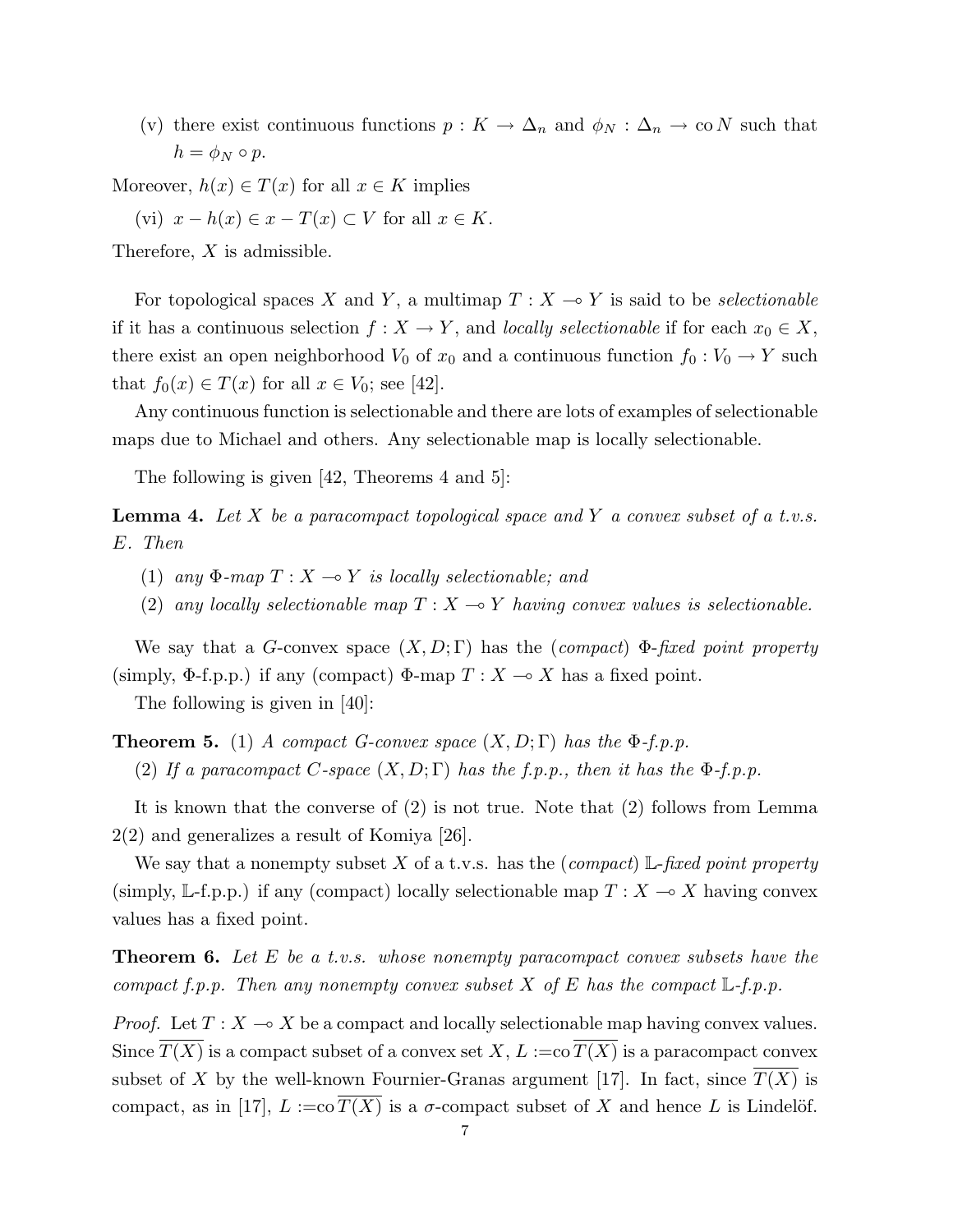(v) there exist continuous functions $p : K \to \Delta_n$ and $\phi_N : \Delta_n \to \operatorname{co} N$ such that $h = \phi_N \circ p$.

Moreover, $h(x) \in T(x)$ for all $x \in K$ implies

(vi) $x - h(x) \in x - T(x) \subset V$ for all $x \in K$.

Therefore, $X$ is admissible.

For topological spaces $X$ and $Y$, a multimap $T : X \multimap Y$ is said to be *selectionable* if it has a continuous selection $f : X \to Y$, and *locally selectionable* if for each $x_0 \in X$, there exist an open neighborhood $V_0$ of $x_0$ and a continuous function $f_0 : V_0 \to Y$ such that $f_0(x) \in T(x)$ for all $x \in V_0$; see [42].

Any continuous function is selectionable and there are lots of examples of selectionable maps due to Michael and others. Any selectionable map is locally selectionable.

The following is given [42, Theorems 4 and 5]:

**Lemma 4.** *Let $X$ be a paracompact topological space and $Y$ a convex subset of a t.v.s. $E$. Then*

(1) *any $\Phi$-map $T : X \multimap Y$ is locally selectionable; and*

(2) *any locally selectionable map $T : X \multimap Y$ having convex values is selectionable.*

We say that a $G$-convex space $(X, D; \Gamma)$ has the (*compact*) *$\Phi$-fixed point property* (simply, $\Phi$-f.p.p.) if any (compact) $\Phi$-map $T : X \multimap X$ has a fixed point.

The following is given in [40]:

**Theorem 5.** (1) *A compact $G$-convex space $(X, D; \Gamma)$ has the $\Phi$-f.p.p.*

(2) *If a paracompact $C$-space $(X, D; \Gamma)$ has the f.p.p., then it has the $\Phi$-f.p.p.*

It is known that the converse of (2) is not true. Note that (2) follows from Lemma 2(2) and generalizes a result of Komiya [26].

We say that a nonempty subset $X$ of a t.v.s. has the (*compact*) *$\mathbb{L}$-fixed point property* (simply, $\mathbb{L}$-f.p.p.) if any (compact) locally selectionable map $T : X \multimap X$ having convex values has a fixed point.

**Theorem 6.** *Let $E$ be a t.v.s. whose nonempty paracompact convex subsets have the compact f.p.p. Then any nonempty convex subset $X$ of $E$ has the compact $\mathbb{L}$-f.p.p.*

*Proof.* Let $T : X \multimap X$ be a compact and locally selectionable map having convex values. Since $\overline{T(X)}$ is a compact subset of a convex set $X$, $L := \operatorname{co} \overline{T(X)}$ is a paracompact convex subset of $X$ by the well-known Fournier-Granas argument [17]. In fact, since $\overline{T(X)}$ is compact, as in [17], $L := \operatorname{co} \overline{T(X)}$ is a $\sigma$-compact subset of $X$ and hence $L$ is Lindelöf.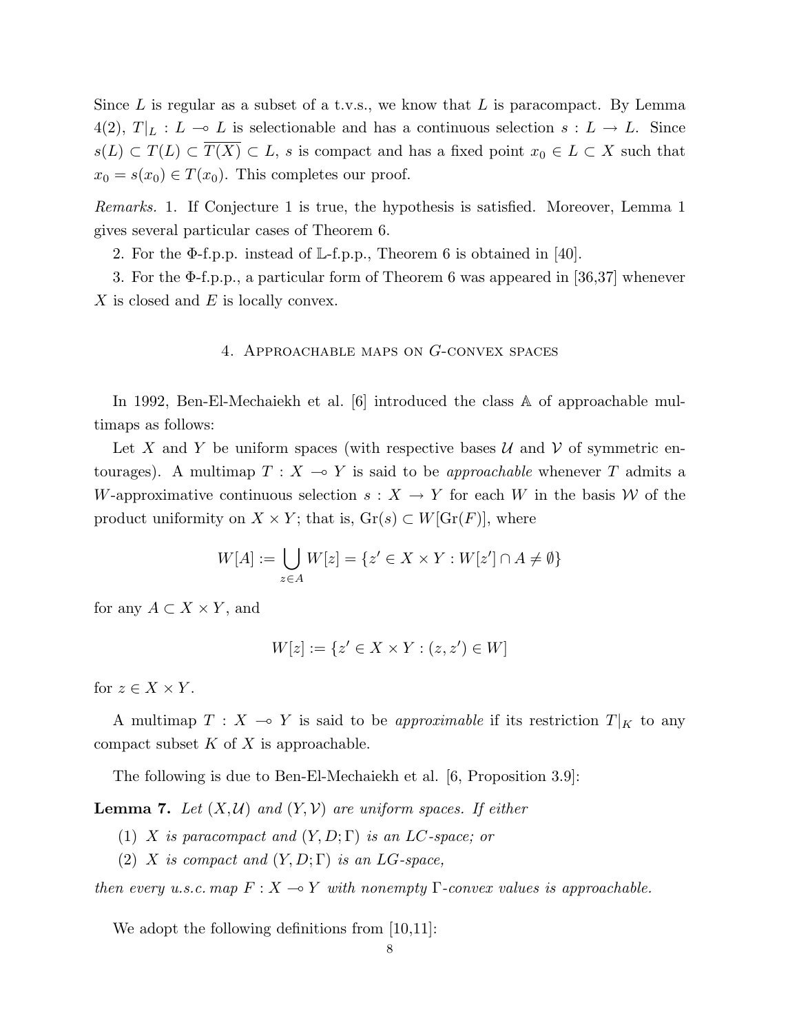Since $L$ is regular as a subset of a t.v.s., we know that $L$ is paracompact. By Lemma 4(2), $T|_L : L \multimap L$ is selectionable and has a continuous selection $s : L \to L$. Since $s(L) \subset T(L) \subset \overline{T(X)} \subset L$, $s$ is compact and has a fixed point $x_0 \in L \subset X$ such that $x_0 = s(x_0) \in T(x_0)$. This completes our proof.

*Remarks.* 1. If Conjecture 1 is true, the hypothesis is satisfied. Moreover, Lemma 1 gives several particular cases of Theorem 6.

2. For the $\Phi$-f.p.p. instead of $\mathbb{L}$-f.p.p., Theorem 6 is obtained in [40].

3. For the $\Phi$-f.p.p., a particular form of Theorem 6 was appeared in [36,37] whenever $X$ is closed and $E$ is locally convex.

## 4. Approachable maps on $G$-convex spaces

In 1992, Ben-El-Mechaiekh et al. [6] introduced the class $\mathbb{A}$ of approachable multimaps as follows:

Let $X$ and $Y$ be uniform spaces (with respective bases $\mathcal{U}$ and $\mathcal{V}$ of symmetric entourages). A multimap $T : X \multimap Y$ is said to be *approachable* whenever $T$ admits a $W$-approximative continuous selection $s : X \to Y$ for each $W$ in the basis $\mathcal{W}$ of the product uniformity on $X \times Y$; that is, $\mathrm{Gr}(s) \subset W[\mathrm{Gr}(F)]$, where

$$W[A] := \bigcup_{z \in A} W[z] = \{z' \in X \times Y : W[z'] \cap A \neq \emptyset\}$$

for any $A \subset X \times Y$, and

$$W[z] := \{z' \in X \times Y : (z, z') \in W]$$

for $z \in X \times Y$.

A multimap $T : X \multimap Y$ is said to be *approximable* if its restriction $T|_K$ to any compact subset $K$ of $X$ is approachable.

The following is due to Ben-El-Mechaiekh et al. [6, Proposition 3.9]:

**Lemma 7.** *Let $(X, \mathcal{U})$ and $(Y, \mathcal{V})$ are uniform spaces. If either*

(1) *$X$ is paracompact and $(Y, D; \Gamma)$ is an LC-space; or*

(2) *$X$ is compact and $(Y, D; \Gamma)$ is an LG-space,*

*then every u.s.c. map $F : X \multimap Y$ with nonempty $\Gamma$-convex values is approachable.*

We adopt the following definitions from [10,11]: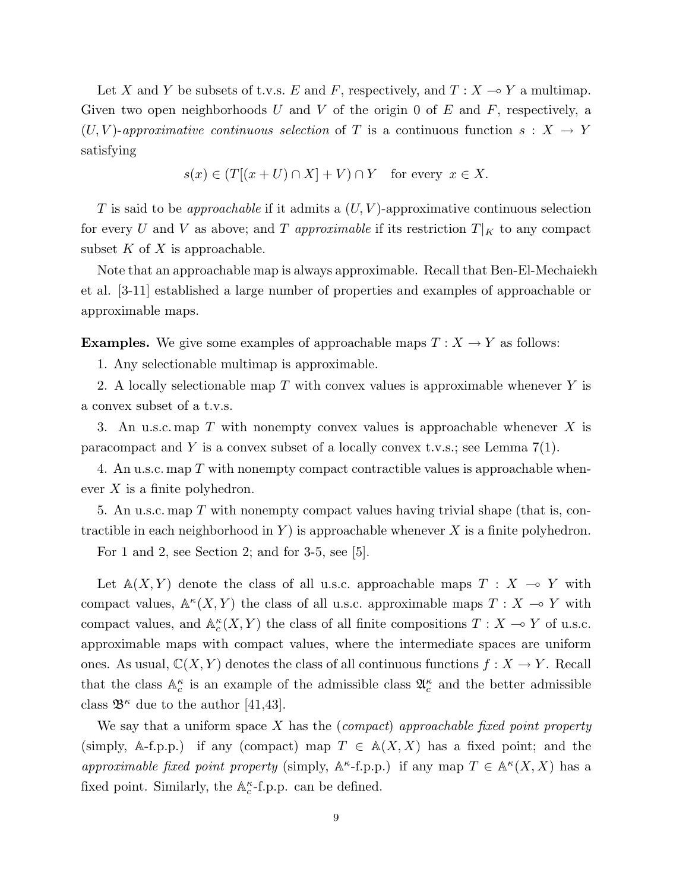Let $X$ and $Y$ be subsets of t.v.s. $E$ and $F$, respectively, and $T : X \multimap Y$ a multimap. Given two open neighborhoods $U$ and $V$ of the origin 0 of $E$ and $F$, respectively, a $(U, V)$-*approximative continuous selection* of $T$ is a continuous function $s : X \to Y$ satisfying

$$s(x) \in (T[(x + U) \cap X] + V) \cap Y \quad \text{for every } x \in X.$$

$T$ is said to be *approachable* if it admits a $(U, V)$-approximative continuous selection for every $U$ and $V$ as above; and $T$ *approximable* if its restriction $T|_K$ to any compact subset $K$ of $X$ is approachable.

Note that an approachable map is always approximable. Recall that Ben-El-Mechaiekh et al. [3-11] established a large number of properties and examples of approachable or approximable maps.

**Examples.** We give some examples of approachable maps $T : X \to Y$ as follows:

1. Any selectionable multimap is approximable.

2. A locally selectionable map $T$ with convex values is approximable whenever $Y$ is a convex subset of a t.v.s.

3. An u.s.c. map $T$ with nonempty convex values is approachable whenever $X$ is paracompact and $Y$ is a convex subset of a locally convex t.v.s.; see Lemma 7(1).

4. An u.s.c. map $T$ with nonempty compact contractible values is approachable whenever $X$ is a finite polyhedron.

5. An u.s.c. map $T$ with nonempty compact values having trivial shape (that is, contractible in each neighborhood in $Y$) is approachable whenever $X$ is a finite polyhedron.

For 1 and 2, see Section 2; and for 3-5, see [5].

Let $\mathbb{A}(X, Y)$ denote the class of all u.s.c. approachable maps $T : X \multimap Y$ with compact values, $\mathbb{A}^\kappa(X, Y)$ the class of all u.s.c. approximable maps $T : X \multimap Y$ with compact values, and $\mathbb{A}^\kappa_c(X, Y)$ the class of all finite compositions $T : X \multimap Y$ of u.s.c. approximable maps with compact values, where the intermediate spaces are uniform ones. As usual, $\mathbb{C}(X, Y)$ denotes the class of all continuous functions $f : X \to Y$. Recall that the class $\mathbb{A}^\kappa_c$ is an example of the admissible class $\mathfrak{A}^\kappa_c$ and the better admissible class $\mathfrak{B}^\kappa$ due to the author [41,43].

We say that a uniform space $X$ has the (*compact*) *approachable fixed point property* (simply, $\mathbb{A}$-f.p.p.) if any (compact) map $T \in \mathbb{A}(X, X)$ has a fixed point; and the *approximable fixed point property* (simply, $\mathbb{A}^\kappa$-f.p.p.) if any map $T \in \mathbb{A}^\kappa(X, X)$ has a fixed point. Similarly, the $\mathbb{A}^\kappa_c$-f.p.p. can be defined.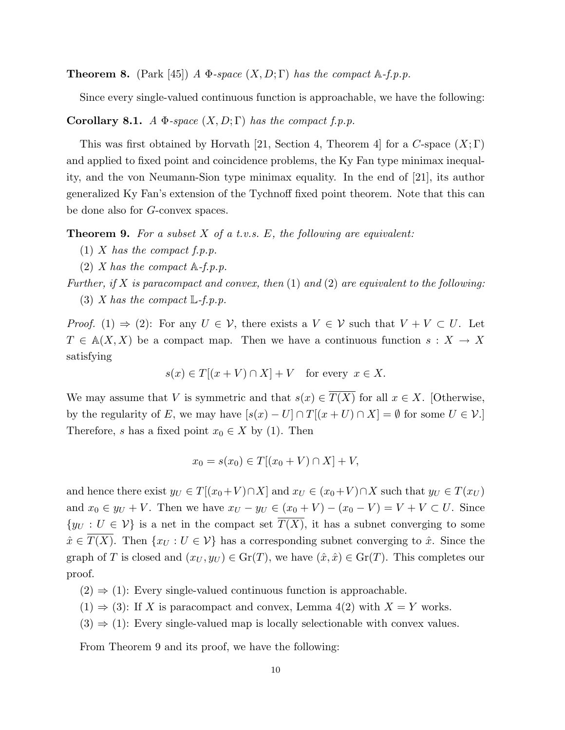**Theorem 8.** (Park [45]) *A $\Phi$-space $(X, D; \Gamma)$ has the compact $\mathbb{A}$-f.p.p.*

Since every single-valued continuous function is approachable, we have the following:

**Corollary 8.1.** *A $\Phi$-space $(X, D; \Gamma)$ has the compact f.p.p.*

This was first obtained by Horvath [21, Section 4, Theorem 4] for a $C$-space $(X; \Gamma)$ and applied to fixed point and coincidence problems, the Ky Fan type minimax inequality, and the von Neumann-Sion type minimax equality. In the end of [21], its author generalized Ky Fan's extension of the Tychnoff fixed point theorem. Note that this can be done also for $G$-convex spaces.

**Theorem 9.** *For a subset $X$ of a t.v.s. $E$, the following are equivalent:*

(1) *$X$ has the compact f.p.p.*

(2) *$X$ has the compact $\mathbb{A}$-f.p.p.*

*Further, if $X$ is paracompact and convex, then* (1) *and* (2) *are equivalent to the following:*

(3) *$X$ has the compact $\mathbb{L}$-f.p.p.*

*Proof.* (1) $\Rightarrow$ (2): For any $U \in \mathcal{V}$, there exists a $V \in \mathcal{V}$ such that $V + V \subset U$. Let $T \in \mathbb{A}(X, X)$ be a compact map. Then we have a continuous function $s : X \to X$ satisfying

$$s(x) \in T[(x + V) \cap X] + V \quad \text{for every } x \in X.$$

We may assume that $V$ is symmetric and that $s(x) \in \overline{T(X)}$ for all $x \in X$. [Otherwise, by the regularity of $E$, we may have $[s(x) - U] \cap T[(x + U) \cap X] = \emptyset$ for some $U \in \mathcal{V}$.] Therefore, $s$ has a fixed point $x_0 \in X$ by (1). Then

$$x_0 = s(x_0) \in T[(x_0 + V) \cap X] + V,$$

and hence there exist $y_U \in T[(x_0 + V) \cap X]$ and $x_U \in (x_0 + V) \cap X$ such that $y_U \in T(x_U)$ and $x_0 \in y_U + V$. Then we have $x_U - y_U \in (x_0 + V) - (x_0 - V) = V + V \subset U$. Since $\{y_U : U \in \mathcal{V}\}$ is a net in the compact set $\overline{T(X)}$, it has a subnet converging to some $\hat{x} \in \overline{T(X)}$. Then $\{x_U : U \in \mathcal{V}\}$ has a corresponding subnet converging to $\hat{x}$. Since the graph of $T$ is closed and $(x_U, y_U) \in \mathrm{Gr}(T)$, we have $(\hat{x}, \hat{x}) \in \mathrm{Gr}(T)$. This completes our proof.

(2) $\Rightarrow$ (1): Every single-valued continuous function is approachable.

(1) $\Rightarrow$ (3): If $X$ is paracompact and convex, Lemma 4(2) with $X = Y$ works.

(3) $\Rightarrow$ (1): Every single-valued map is locally selectionable with convex values.

From Theorem 9 and its proof, we have the following: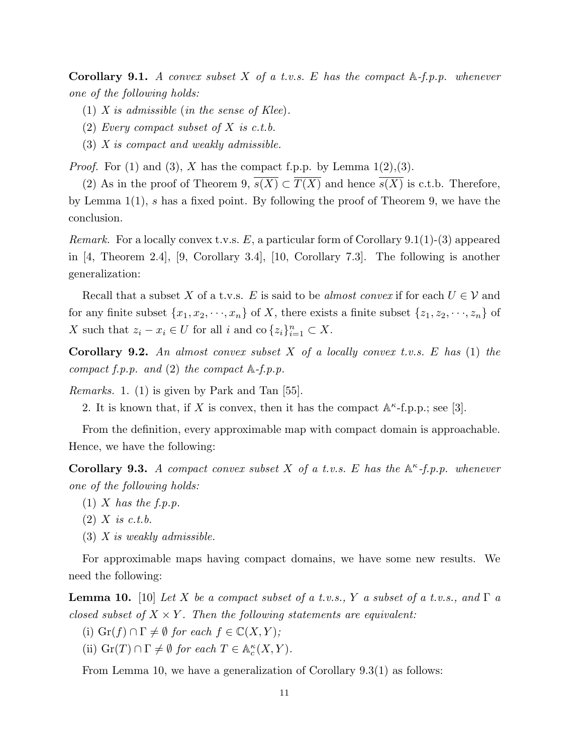**Corollary 9.1.** *A convex subset $X$ of a t.v.s. $E$ has the compact $\mathbb{A}$-f.p.p. whenever one of the following holds:*

(1) *$X$ is admissible (in the sense of Klee).*

(2) *Every compact subset of $X$ is c.t.b.*

(3) *$X$ is compact and weakly admissible.*

*Proof.* For (1) and (3), $X$ has the compact f.p.p. by Lemma 1(2),(3).

(2) As in the proof of Theorem 9, $\overline{s(X)} \subset \overline{T(X)}$ and hence $\overline{s(X)}$ is c.t.b. Therefore, by Lemma 1(1), $s$ has a fixed point. By following the proof of Theorem 9, we have the conclusion.

*Remark.* For a locally convex t.v.s. $E$, a particular form of Corollary 9.1(1)-(3) appeared in [4, Theorem 2.4], [9, Corollary 3.4], [10, Corollary 7.3]. The following is another generalization:

Recall that a subset $X$ of a t.v.s. $E$ is said to be *almost convex* if for each $U \in \mathcal{V}$ and for any finite subset $\{x_1, x_2, \cdots, x_n\}$ of $X$, there exists a finite subset $\{z_1, z_2, \cdots, z_n\}$ of $X$ such that $z_i - x_i \in U$ for all $i$ and $\operatorname{co}\{z_i\}_{i=1}^n \subset X$.

**Corollary 9.2.** *An almost convex subset $X$ of a locally convex t.v.s. $E$ has (1) the compact f.p.p. and (2) the compact $\mathbb{A}$-f.p.p.*

*Remarks.* 1. (1) is given by Park and Tan [55].

2. It is known that, if $X$ is convex, then it has the compact $\mathbb{A}^\kappa$-f.p.p.; see [3].

From the definition, every approximable map with compact domain is approachable. Hence, we have the following:

**Corollary 9.3.** *A compact convex subset $X$ of a t.v.s. $E$ has the $\mathbb{A}^\kappa$-f.p.p. whenever one of the following holds:*

(1) *$X$ has the f.p.p.*

(2) *$X$ is c.t.b.*

(3) *$X$ is weakly admissible.*

For approximable maps having compact domains, we have some new results. We need the following:

**Lemma 10.** [10] *Let $X$ be a compact subset of a t.v.s., $Y$ a subset of a t.v.s., and $\Gamma$ a closed subset of $X \times Y$. Then the following statements are equivalent:*

(i) *$\operatorname{Gr}(f) \cap \Gamma \neq \emptyset$ for each $f \in \mathbb{C}(X, Y)$;*

(ii) *$\operatorname{Gr}(T) \cap \Gamma \neq \emptyset$ for each $T \in \mathbb{A}_c^\kappa(X, Y)$.*

From Lemma 10, we have a generalization of Corollary 9.3(1) as follows: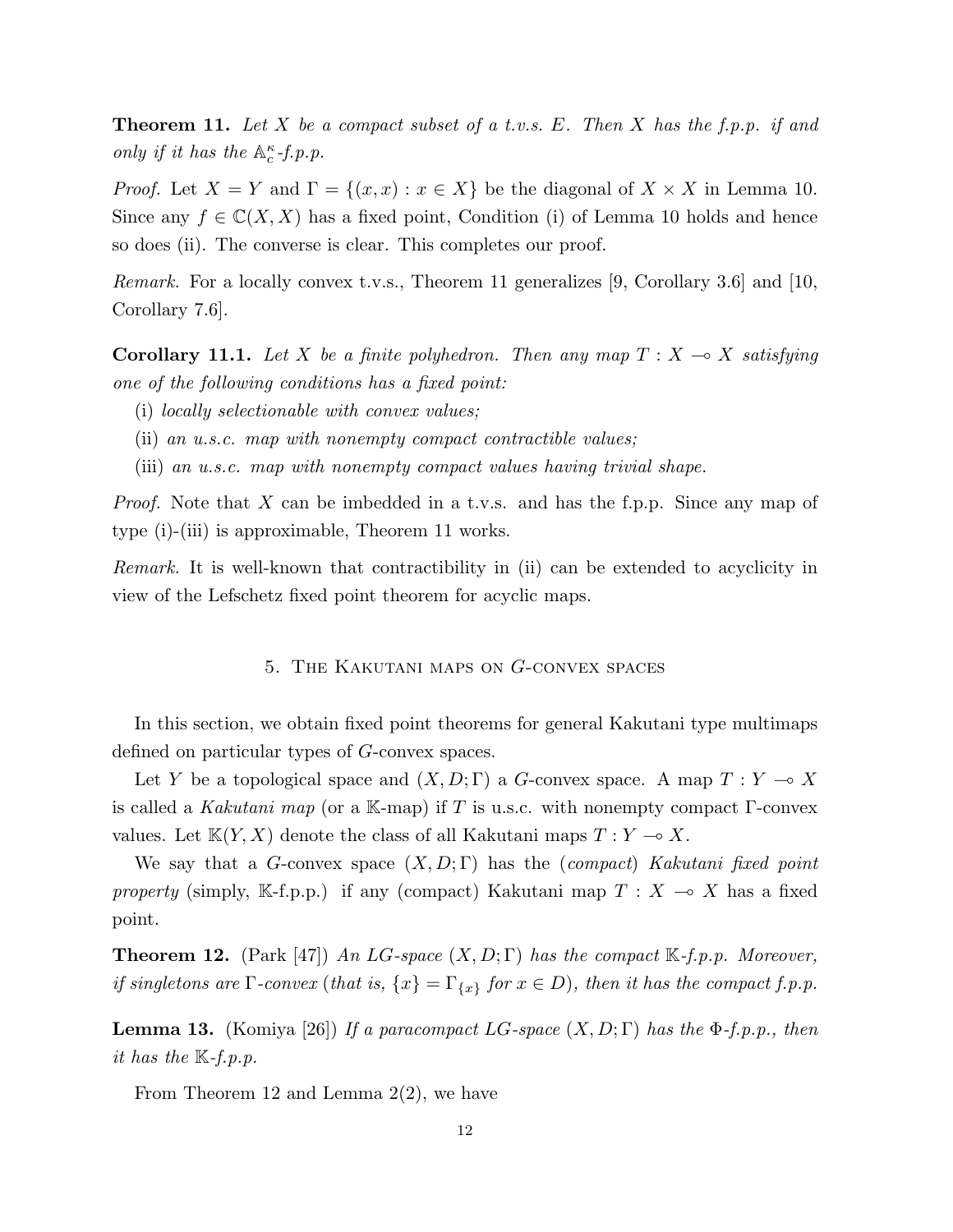**Theorem 11.** *Let $X$ be a compact subset of a t.v.s. $E$. Then $X$ has the f.p.p. if and only if it has the $\mathbb{A}_c^\kappa$-f.p.p.*

*Proof.* Let $X = Y$ and $\Gamma = \{(x, x) : x \in X\}$ be the diagonal of $X \times X$ in Lemma 10. Since any $f \in \mathbb{C}(X, X)$ has a fixed point, Condition (i) of Lemma 10 holds and hence so does (ii). The converse is clear. This completes our proof.

*Remark.* For a locally convex t.v.s., Theorem 11 generalizes [9, Corollary 3.6] and [10, Corollary 7.6].

**Corollary 11.1.** *Let $X$ be a finite polyhedron. Then any map $T : X \multimap X$ satisfying one of the following conditions has a fixed point:*

(i) *locally selectionable with convex values;*

(ii) *an u.s.c. map with nonempty compact contractible values;*

(iii) *an u.s.c. map with nonempty compact values having trivial shape.*

*Proof.* Note that $X$ can be imbedded in a t.v.s. and has the f.p.p. Since any map of type (i)-(iii) is approximable, Theorem 11 works.

*Remark.* It is well-known that contractibility in (ii) can be extended to acyclicity in view of the Lefschetz fixed point theorem for acyclic maps.

## 5. The Kakutani maps on $G$-convex spaces

In this section, we obtain fixed point theorems for general Kakutani type multimaps defined on particular types of $G$-convex spaces.

Let $Y$ be a topological space and $(X, D; \Gamma)$ a $G$-convex space. A map $T : Y \multimap X$ is called a *Kakutani map* (or a $\mathbb{K}$-map) if $T$ is u.s.c. with nonempty compact $\Gamma$-convex values. Let $\mathbb{K}(Y, X)$ denote the class of all Kakutani maps $T : Y \multimap X$.

We say that a $G$-convex space $(X, D; \Gamma)$ has the (*compact*) *Kakutani fixed point property* (simply, $\mathbb{K}$-f.p.p.) if any (compact) Kakutani map $T : X \multimap X$ has a fixed point.

**Theorem 12.** (Park [47]) *An $LG$-space $(X, D; \Gamma)$ has the compact $\mathbb{K}$-f.p.p. Moreover, if singletons are $\Gamma$-convex (that is, $\{x\} = \Gamma_{\{x\}}$ for $x \in D$), then it has the compact f.p.p.*

**Lemma 13.** (Komiya [26]) *If a paracompact $LG$-space $(X, D; \Gamma)$ has the $\Phi$-f.p.p., then it has the $\mathbb{K}$-f.p.p.*

From Theorem 12 and Lemma 2(2), we have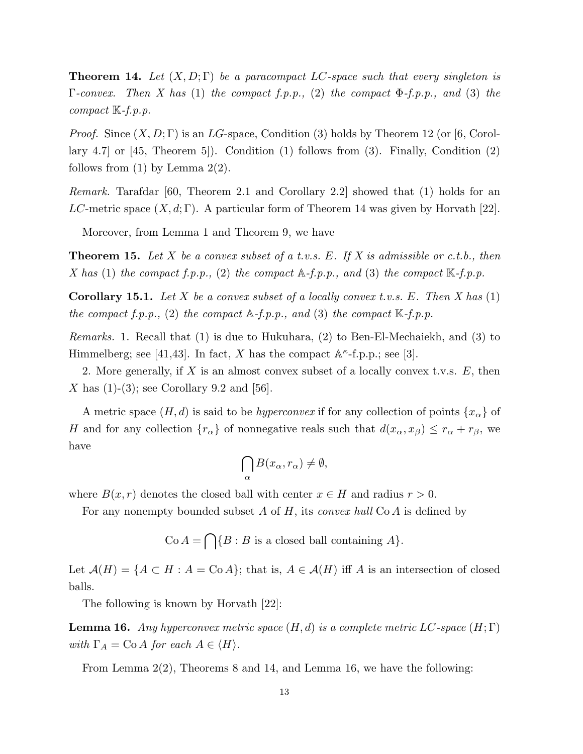**Theorem 14.** *Let $(X, D; \Gamma)$ be a paracompact LC-space such that every singleton is $\Gamma$-convex. Then $X$ has* (1) *the compact f.p.p.,* (2) *the compact $\Phi$-f.p.p., and* (3) *the compact $\mathbb{K}$-f.p.p.*

*Proof.* Since $(X, D; \Gamma)$ is an $LG$-space, Condition (3) holds by Theorem 12 (or [6, Corollary 4.7] or [45, Theorem 5]). Condition (1) follows from (3). Finally, Condition (2) follows from (1) by Lemma 2(2).

*Remark.* Tarafdar [60, Theorem 2.1 and Corollary 2.2] showed that (1) holds for an $LC$-metric space $(X, d; \Gamma)$. A particular form of Theorem 14 was given by Horvath [22].

Moreover, from Lemma 1 and Theorem 9, we have

**Theorem 15.** *Let $X$ be a convex subset of a t.v.s. $E$. If $X$ is admissible or c.t.b., then $X$ has* (1) *the compact f.p.p.,* (2) *the compact $\mathbb{A}$-f.p.p., and* (3) *the compact $\mathbb{K}$-f.p.p.*

**Corollary 15.1.** *Let $X$ be a convex subset of a locally convex t.v.s. $E$. Then $X$ has* (1) *the compact f.p.p.,* (2) *the compact $\mathbb{A}$-f.p.p., and* (3) *the compact $\mathbb{K}$-f.p.p.*

*Remarks.* 1. Recall that (1) is due to Hukuhara, (2) to Ben-El-Mechaiekh, and (3) to Himmelberg; see [41,43]. In fact, $X$ has the compact $\mathbb{A}^{\kappa}$-f.p.p.; see [3].

2. More generally, if $X$ is an almost convex subset of a locally convex t.v.s. $E$, then $X$ has (1)-(3); see Corollary 9.2 and [56].

A metric space $(H, d)$ is said to be *hyperconvex* if for any collection of points $\{x_\alpha\}$ of $H$ and for any collection $\{r_\alpha\}$ of nonnegative reals such that $d(x_\alpha, x_\beta) \leq r_\alpha + r_\beta$, we have

$$\bigcap_\alpha B(x_\alpha, r_\alpha) \neq \emptyset,$$

where $B(x, r)$ denotes the closed ball with center $x \in H$ and radius $r > 0$.

For any nonempty bounded subset $A$ of $H$, its *convex hull* $\operatorname{Co} A$ is defined by

$$\operatorname{Co} A = \bigcap \{B : B \text{ is a closed ball containing } A\}.$$

Let $\mathcal{A}(H) = \{A \subset H : A = \operatorname{Co} A\}$; that is, $A \in \mathcal{A}(H)$ iff $A$ is an intersection of closed balls.

The following is known by Horvath [22]:

**Lemma 16.** *Any hyperconvex metric space $(H, d)$ is a complete metric LC-space $(H; \Gamma)$ with $\Gamma_A = \operatorname{Co} A$ for each $A \in \langle H \rangle$.*

From Lemma 2(2), Theorems 8 and 14, and Lemma 16, we have the following: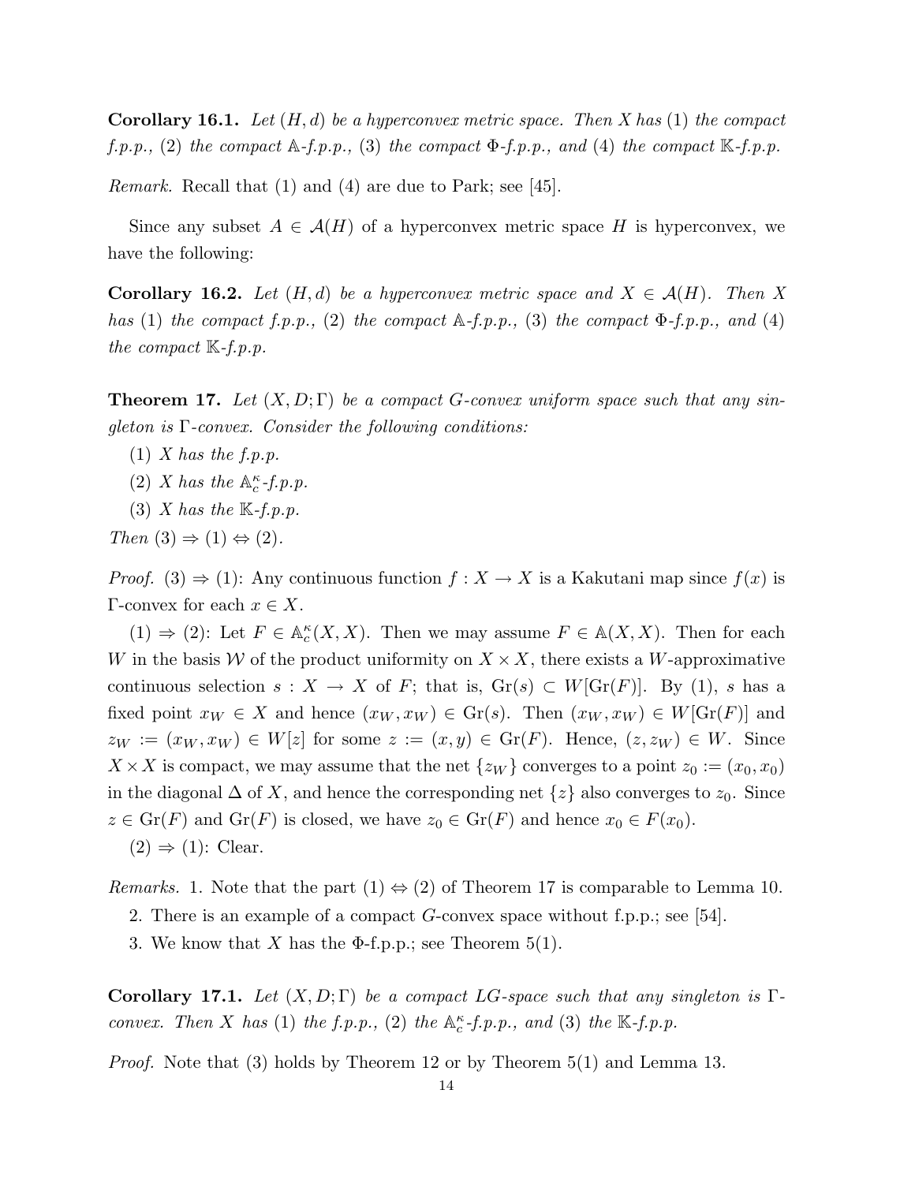**Corollary 16.1.** *Let $(H, d)$ be a hyperconvex metric space. Then $X$ has* (1) *the compact f.p.p.,* (2) *the compact $\mathbb{A}$-f.p.p.,* (3) *the compact $\Phi$-f.p.p., and* (4) *the compact $\mathbb{K}$-f.p.p.*

*Remark.* Recall that (1) and (4) are due to Park; see [45].

Since any subset $A \in \mathcal{A}(H)$ of a hyperconvex metric space $H$ is hyperconvex, we have the following:

**Corollary 16.2.** *Let $(H, d)$ be a hyperconvex metric space and $X \in \mathcal{A}(H)$. Then $X$ has* (1) *the compact f.p.p.,* (2) *the compact $\mathbb{A}$-f.p.p.,* (3) *the compact $\Phi$-f.p.p., and* (4) *the compact $\mathbb{K}$-f.p.p.*

**Theorem 17.** *Let $(X, D; \Gamma)$ be a compact G-convex uniform space such that any singleton is $\Gamma$-convex. Consider the following conditions:*

(1) *$X$ has the f.p.p.*

(2) *$X$ has the $\mathbb{A}_c^\kappa$-f.p.p.*

(3) *$X$ has the $\mathbb{K}$-f.p.p.*

*Then* (3) $\Rightarrow$ (1) $\Leftrightarrow$ (2).

*Proof.* (3) $\Rightarrow$ (1): Any continuous function $f : X \to X$ is a Kakutani map since $f(x)$ is $\Gamma$-convex for each $x \in X$.

(1) $\Rightarrow$ (2): Let $F \in \mathbb{A}_c^\kappa(X, X)$. Then we may assume $F \in \mathbb{A}(X, X)$. Then for each $W$ in the basis $\mathcal{W}$ of the product uniformity on $X \times X$, there exists a $W$-approximative continuous selection $s : X \to X$ of $F$; that is, $\mathrm{Gr}(s) \subset W[\mathrm{Gr}(F)]$. By (1), $s$ has a fixed point $x_W \in X$ and hence $(x_W, x_W) \in \mathrm{Gr}(s)$. Then $(x_W, x_W) \in W[\mathrm{Gr}(F)]$ and $z_W := (x_W, x_W) \in W[z]$ for some $z := (x, y) \in \mathrm{Gr}(F)$. Hence, $(z, z_W) \in W$. Since $X \times X$ is compact, we may assume that the net $\{z_W\}$ converges to a point $z_0 := (x_0, x_0)$ in the diagonal $\Delta$ of $X$, and hence the corresponding net $\{z\}$ also converges to $z_0$. Since $z \in \mathrm{Gr}(F)$ and $\mathrm{Gr}(F)$ is closed, we have $z_0 \in \mathrm{Gr}(F)$ and hence $x_0 \in F(x_0)$.

(2) $\Rightarrow$ (1): Clear.

*Remarks.* 1. Note that the part (1) $\Leftrightarrow$ (2) of Theorem 17 is comparable to Lemma 10.

2. There is an example of a compact $G$-convex space without f.p.p.; see [54].

3. We know that $X$ has the $\Phi$-f.p.p.; see Theorem 5(1).

**Corollary 17.1.** *Let $(X, D; \Gamma)$ be a compact LG-space such that any singleton is $\Gamma$-convex. Then $X$ has* (1) *the f.p.p.,* (2) *the $\mathbb{A}_c^\kappa$-f.p.p., and* (3) *the $\mathbb{K}$-f.p.p.*

*Proof.* Note that (3) holds by Theorem 12 or by Theorem 5(1) and Lemma 13.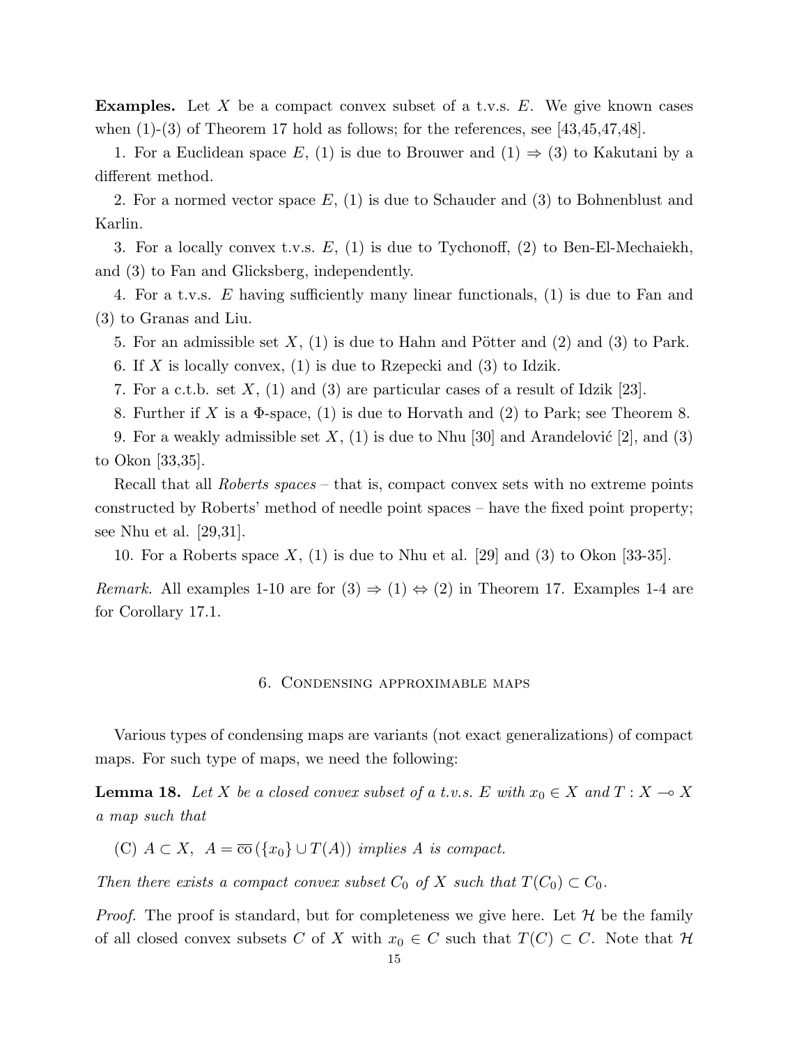**Examples.** Let $X$ be a compact convex subset of a t.v.s. $E$. We give known cases when (1)-(3) of Theorem 17 hold as follows; for the references, see [43,45,47,48].

1. For a Euclidean space $E$, (1) is due to Brouwer and (1) $\Rightarrow$ (3) to Kakutani by a different method.

2. For a normed vector space $E$, (1) is due to Schauder and (3) to Bohnenblust and Karlin.

3. For a locally convex t.v.s. $E$, (1) is due to Tychonoff, (2) to Ben-El-Mechaiekh, and (3) to Fan and Glicksberg, independently.

4. For a t.v.s. $E$ having sufficiently many linear functionals, (1) is due to Fan and (3) to Granas and Liu.

5. For an admissible set $X$, (1) is due to Hahn and Pötter and (2) and (3) to Park.

6. If $X$ is locally convex, (1) is due to Rzepecki and (3) to Idzik.

7. For a c.t.b. set $X$, (1) and (3) are particular cases of a result of Idzik [23].

8. Further if $X$ is a $\Phi$-space, (1) is due to Horvath and (2) to Park; see Theorem 8.

9. For a weakly admissible set $X$, (1) is due to Nhu [30] and Arandelović [2], and (3) to Okon [33,35].

Recall that all *Roberts spaces* – that is, compact convex sets with no extreme points constructed by Roberts' method of needle point spaces – have the fixed point property; see Nhu et al. [29,31].

10. For a Roberts space $X$, (1) is due to Nhu et al. [29] and (3) to Okon [33-35].

*Remark.* All examples 1-10 are for (3) $\Rightarrow$ (1) $\Leftrightarrow$ (2) in Theorem 17. Examples 1-4 are for Corollary 17.1.

## 6. Condensing approximable maps

Various types of condensing maps are variants (not exact generalizations) of compact maps. For such type of maps, we need the following:

**Lemma 18.** *Let $X$ be a closed convex subset of a t.v.s. $E$ with $x_0 \in X$ and $T : X \multimap X$ a map such that*

(C) *$A \subset X$, $A = \overline{\text{co}}\,(\{x_0\} \cup T(A))$ implies $A$ is compact.*

*Then there exists a compact convex subset $C_0$ of $X$ such that $T(C_0) \subset C_0$.*

*Proof.* The proof is standard, but for completeness we give here. Let $\mathcal{H}$ be the family of all closed convex subsets $C$ of $X$ with $x_0 \in C$ such that $T(C) \subset C$. Note that $\mathcal{H}$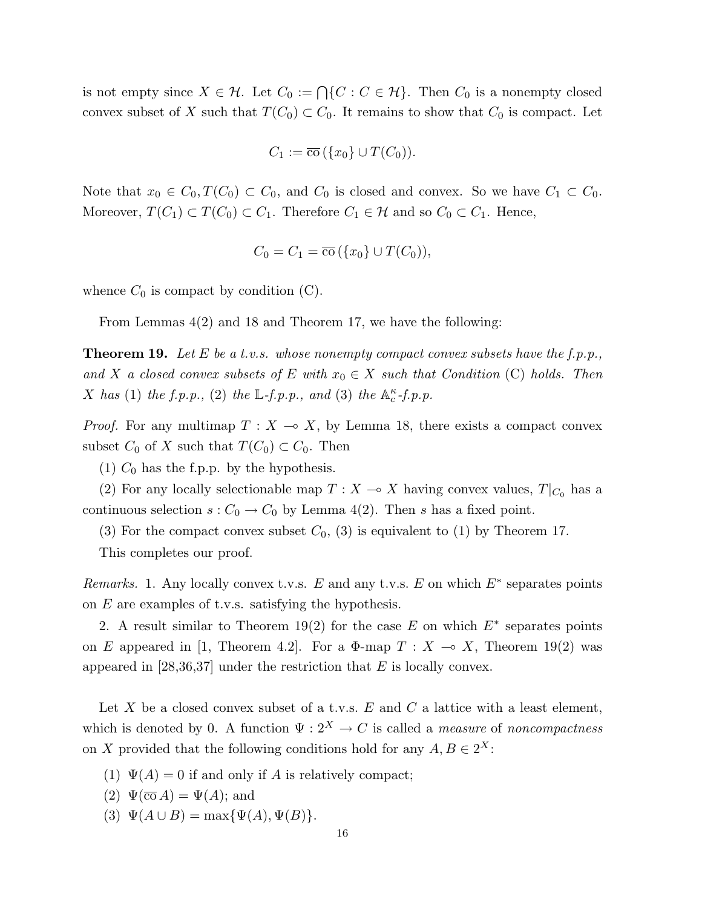is not empty since $X \in \mathcal{H}$. Let $C_0 := \bigcap\{C : C \in \mathcal{H}\}$. Then $C_0$ is a nonempty closed convex subset of $X$ such that $T(C_0) \subset C_0$. It remains to show that $C_0$ is compact. Let

$$C_1 := \overline{\text{co}}\,(\{x_0\} \cup T(C_0)).$$

Note that $x_0 \in C_0, T(C_0) \subset C_0$, and $C_0$ is closed and convex. So we have $C_1 \subset C_0$. Moreover, $T(C_1) \subset T(C_0) \subset C_1$. Therefore $C_1 \in \mathcal{H}$ and so $C_0 \subset C_1$. Hence,

$$C_0 = C_1 = \overline{\text{co}}\,(\{x_0\} \cup T(C_0)),$$

whence $C_0$ is compact by condition (C).

From Lemmas 4(2) and 18 and Theorem 17, we have the following:

**Theorem 19.** *Let $E$ be a t.v.s. whose nonempty compact convex subsets have the f.p.p., and $X$ a closed convex subsets of $E$ with $x_0 \in X$ such that Condition* (C) *holds. Then $X$ has* (1) *the f.p.p.,* (2) *the $\mathbb{L}$-f.p.p., and* (3) *the $\mathbb{A}_c^\kappa$-f.p.p.*

*Proof.* For any multimap $T : X \multimap X$, by Lemma 18, there exists a compact convex subset $C_0$ of $X$ such that $T(C_0) \subset C_0$. Then

(1) $C_0$ has the f.p.p. by the hypothesis.

(2) For any locally selectionable map $T : X \multimap X$ having convex values, $T|_{C_0}$ has a continuous selection $s : C_0 \to C_0$ by Lemma 4(2). Then $s$ has a fixed point.

(3) For the compact convex subset $C_0$, (3) is equivalent to (1) by Theorem 17.

This completes our proof.

*Remarks.* 1. Any locally convex t.v.s. $E$ and any t.v.s. $E$ on which $E^*$ separates points on $E$ are examples of t.v.s. satisfying the hypothesis.

2. A result similar to Theorem 19(2) for the case $E$ on which $E^*$ separates points on $E$ appeared in [1, Theorem 4.2]. For a $\Phi$-map $T : X \multimap X$, Theorem 19(2) was appeared in [28,36,37] under the restriction that $E$ is locally convex.

Let $X$ be a closed convex subset of a t.v.s. $E$ and $C$ a lattice with a least element, which is denoted by 0. A function $\Psi : 2^X \to C$ is called a *measure* of *noncompactness* on $X$ provided that the following conditions hold for any $A, B \in 2^X$:

(1) $\Psi(A) = 0$ if and only if $A$ is relatively compact;

(2) $\Psi(\overline{\text{co}}\, A) = \Psi(A)$; and

(3) $\Psi(A \cup B) = \max\{\Psi(A), \Psi(B)\}$.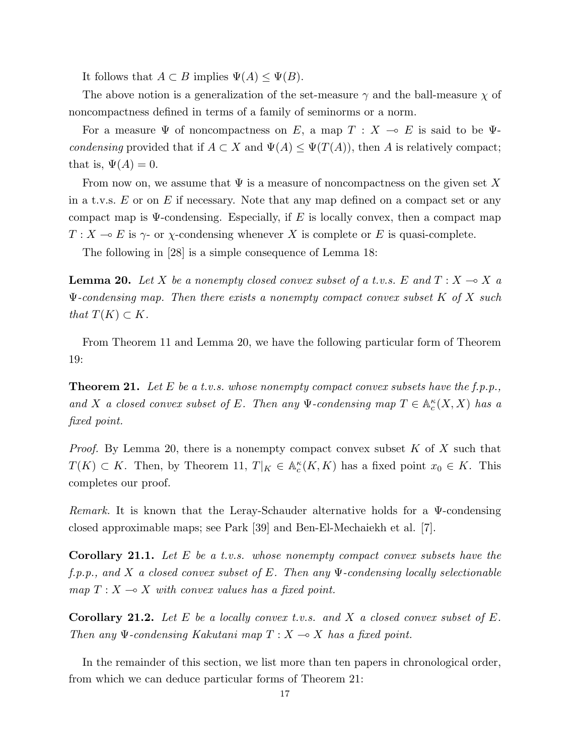It follows that $A \subset B$ implies $\Psi(A) \le \Psi(B)$.

The above notion is a generalization of the set-measure $\gamma$ and the ball-measure $\chi$ of noncompactness defined in terms of a family of seminorms or a norm.

For a measure $\Psi$ of noncompactness on $E$, a map $T : X \multimap E$ is said to be $\Psi$-*condensing* provided that if $A \subset X$ and $\Psi(A) \le \Psi(T(A))$, then $A$ is relatively compact; that is, $\Psi(A) = 0$.

From now on, we assume that $\Psi$ is a measure of noncompactness on the given set $X$ in a t.v.s. $E$ or on $E$ if necessary. Note that any map defined on a compact set or any compact map is $\Psi$-condensing. Especially, if $E$ is locally convex, then a compact map $T : X \multimap E$ is $\gamma$- or $\chi$-condensing whenever $X$ is complete or $E$ is quasi-complete.

The following in [28] is a simple consequence of Lemma 18:

**Lemma 20.** *Let $X$ be a nonempty closed convex subset of a t.v.s. $E$ and $T : X \multimap X$ a $\Psi$-condensing map. Then there exists a nonempty compact convex subset $K$ of $X$ such that $T(K) \subset K$.*

From Theorem 11 and Lemma 20, we have the following particular form of Theorem 19:

**Theorem 21.** *Let $E$ be a t.v.s. whose nonempty compact convex subsets have the f.p.p., and $X$ a closed convex subset of $E$. Then any $\Psi$-condensing map $T \in \mathbb{A}_c^\kappa(X, X)$ has a fixed point.*

*Proof.* By Lemma 20, there is a nonempty compact convex subset $K$ of $X$ such that $T(K) \subset K$. Then, by Theorem 11, $T|_K \in \mathbb{A}_c^\kappa(K, K)$ has a fixed point $x_0 \in K$. This completes our proof.

*Remark.* It is known that the Leray-Schauder alternative holds for a $\Psi$-condensing closed approximable maps; see Park [39] and Ben-El-Mechaiekh et al. [7].

**Corollary 21.1.** *Let $E$ be a t.v.s. whose nonempty compact convex subsets have the f.p.p., and $X$ a closed convex subset of $E$. Then any $\Psi$-condensing locally selectionable map $T : X \multimap X$ with convex values has a fixed point.*

**Corollary 21.2.** *Let $E$ be a locally convex t.v.s. and $X$ a closed convex subset of $E$. Then any $\Psi$-condensing Kakutani map $T : X \multimap X$ has a fixed point.*

In the remainder of this section, we list more than ten papers in chronological order, from which we can deduce particular forms of Theorem 21: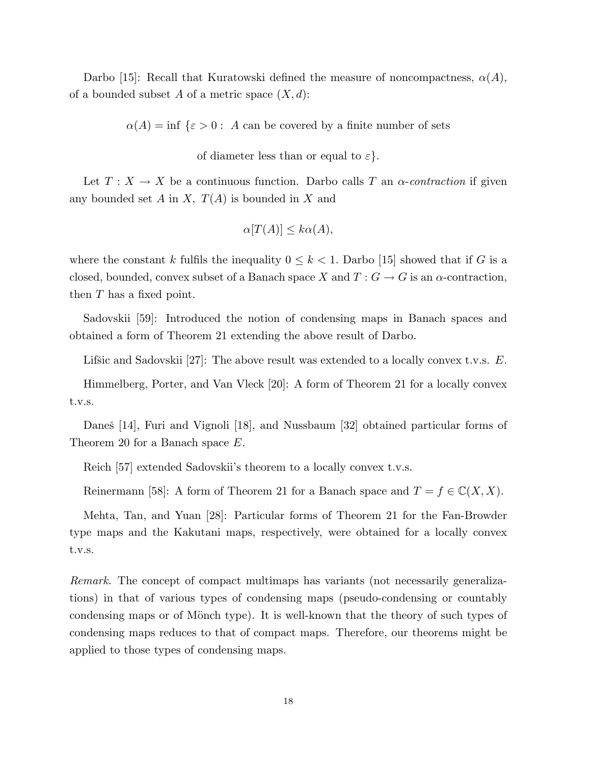Darbo [15]: Recall that Kuratowski defined the measure of noncompactness, $\alpha(A)$, of a bounded subset $A$ of a metric space $(X, d)$:

$$\alpha(A) = \inf \{\varepsilon > 0 : \ A \text{ can be covered by a finite number of sets}$$
$$\text{of diameter less than or equal to } \varepsilon\}.$$

Let $T : X \to X$ be a continuous function. Darbo calls $T$ an *$\alpha$-contraction* if given any bounded set $A$ in $X$, $T(A)$ is bounded in $X$ and

$$\alpha[T(A)] \leq k\alpha(A),$$

where the constant $k$ fulfils the inequality $0 \leq k < 1$. Darbo [15] showed that if $G$ is a closed, bounded, convex subset of a Banach space $X$ and $T : G \to G$ is an $\alpha$-contraction, then $T$ has a fixed point.

Sadovskii [59]: Introduced the notion of condensing maps in Banach spaces and obtained a form of Theorem 21 extending the above result of Darbo.

Lifšic and Sadovskii [27]: The above result was extended to a locally convex t.v.s. $E$.

Himmelberg, Porter, and Van Vleck [20]: A form of Theorem 21 for a locally convex t.v.s.

Daneš [14], Furi and Vignoli [18], and Nussbaum [32] obtained particular forms of Theorem 20 for a Banach space $E$.

Reich [57] extended Sadovskii's theorem to a locally convex t.v.s.

Reinermann [58]: A form of Theorem 21 for a Banach space and $T = f \in \mathbb{C}(X, X)$.

Mehta, Tan, and Yuan [28]: Particular forms of Theorem 21 for the Fan-Browder type maps and the Kakutani maps, respectively, were obtained for a locally convex t.v.s.

*Remark.* The concept of compact multimaps has variants (not necessarily generalizations) in that of various types of condensing maps (pseudo-condensing or countably condensing maps or of Mönch type). It is well-known that the theory of such types of condensing maps reduces to that of compact maps. Therefore, our theorems might be applied to those types of condensing maps.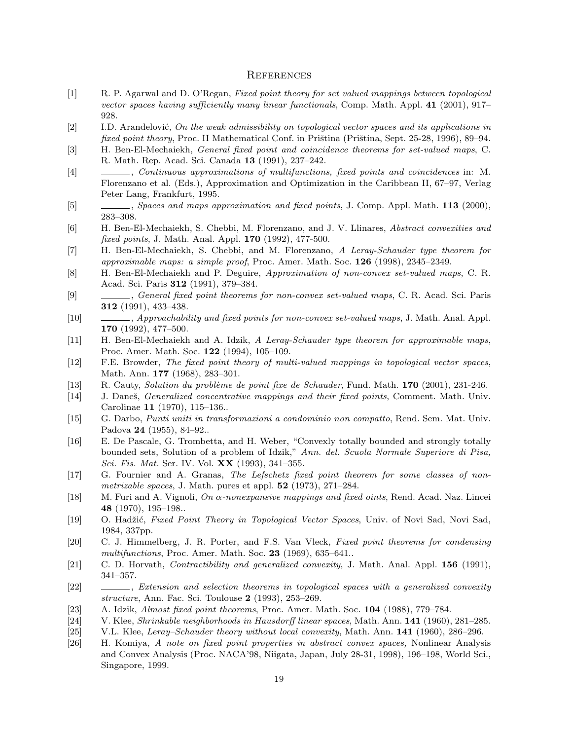# References

[1] R. P. Agarwal and D. O'Regan, *Fixed point theory for set valued mappings between topological vector spaces having sufficiently many linear functionals*, Comp. Math. Appl. **41** (2001), 917–928.

[2] I.D. Arandelović, *On the weak admissibility on topological vector spaces and its applications in fixed point theory*, Proc. II Mathematical Conf. in Priština (Priština, Sept. 25-28, 1996), 89–94.

[3] H. Ben-El-Mechaiekh, *General fixed point and coincidence theorems for set-valued maps*, C. R. Math. Rep. Acad. Sci. Canada **13** (1991), 237–242.

[4] ______, *Continuous approximations of multifunctions, fixed points and coincidences* in: M. Florenzano et al. (Eds.), Approximation and Optimization in the Caribbean II, 67–97, Verlag Peter Lang, Frankfurt, 1995.

[5] ______, *Spaces and maps approximation and fixed points*, J. Comp. Appl. Math. **113** (2000), 283–308.

[6] H. Ben-El-Mechaiekh, S. Chebbi, M. Florenzano, and J. V. Llinares, *Abstract convexities and fixed points*, J. Math. Anal. Appl. **170** (1992), 477-500.

[7] H. Ben-El-Mechaiekh, S. Chebbi, and M. Florenzano, *A Leray-Schauder type theorem for approximable maps: a simple proof*, Proc. Amer. Math. Soc. **126** (1998), 2345–2349.

[8] H. Ben-El-Mechaiekh and P. Deguire, *Approximation of non-convex set-valued maps*, C. R. Acad. Sci. Paris **312** (1991), 379–384.

[9] ______, *General fixed point theorems for non-convex set-valued maps*, C. R. Acad. Sci. Paris **312** (1991), 433–438.

[10] ______, *Approachability and fixed points for non-convex set-valued maps*, J. Math. Anal. Appl. **170** (1992), 477–500.

[11] H. Ben-El-Mechaiekh and A. Idzik, *A Leray-Schauder type theorem for approximable maps*, Proc. Amer. Math. Soc. **122** (1994), 105–109.

[12] F.E. Browder, *The fixed point theory of multi-valued mappings in topological vector spaces*, Math. Ann. **177** (1968), 283–301.

[13] R. Cauty, *Solution du problème de point fixe de Schauder*, Fund. Math. **170** (2001), 231-246.

[14] J. Daneš, *Generalized concentrative mappings and their fixed points*, Comment. Math. Univ. Carolinae **11** (1970), 115–136..

[15] G. Darbo, *Punti uniti in transformazioni a condominio non compatto*, Rend. Sem. Mat. Univ. Padova **24** (1955), 84–92..

[16] E. De Pascale, G. Trombetta, and H. Weber, "Convexly totally bounded and strongly totally bounded sets, Solution of a problem of Idzik," *Ann. del. Scuola Normale Superiore di Pisa, Sci. Fis. Mat.* Ser. IV. Vol. **XX** (1993), 341–355.

[17] G. Fournier and A. Granas, *The Lefschetz fixed point theorem for some classes of non-metrizable spaces*, J. Math. pures et appl. **52** (1973), 271–284.

[18] M. Furi and A. Vignoli, *On α-nonexpansive mappings and fixed oints*, Rend. Acad. Naz. Lincei **48** (1970), 195–198..

[19] O. Hadžić, *Fixed Point Theory in Topological Vector Spaces*, Univ. of Novi Sad, Novi Sad, 1984, 337pp.

[20] C. J. Himmelberg, J. R. Porter, and F.S. Van Vleck, *Fixed point theorems for condensing multifunctions*, Proc. Amer. Math. Soc. **23** (1969), 635–641..

[21] C. D. Horvath, *Contractibility and generalized convexity*, J. Math. Anal. Appl. **156** (1991), 341–357.

[22] ______, *Extension and selection theorems in topological spaces with a generalized convexity structure*, Ann. Fac. Sci. Toulouse **2** (1993), 253–269.

[23] A. Idzik, *Almost fixed point theorems*, Proc. Amer. Math. Soc. **104** (1988), 779–784.

[24] V. Klee, *Shrinkable neighborhoods in Hausdorff linear spaces*, Math. Ann. **141** (1960), 281–285.

[25] V.L. Klee, *Leray–Schauder theory without local convexity*, Math. Ann. **141** (1960), 286–296.

[26] H. Komiya, *A note on fixed point properties in abstract convex spaces,* Nonlinear Analysis and Convex Analysis (Proc. NACA'98, Niigata, Japan, July 28-31, 1998), 196–198, World Sci., Singapore, 1999.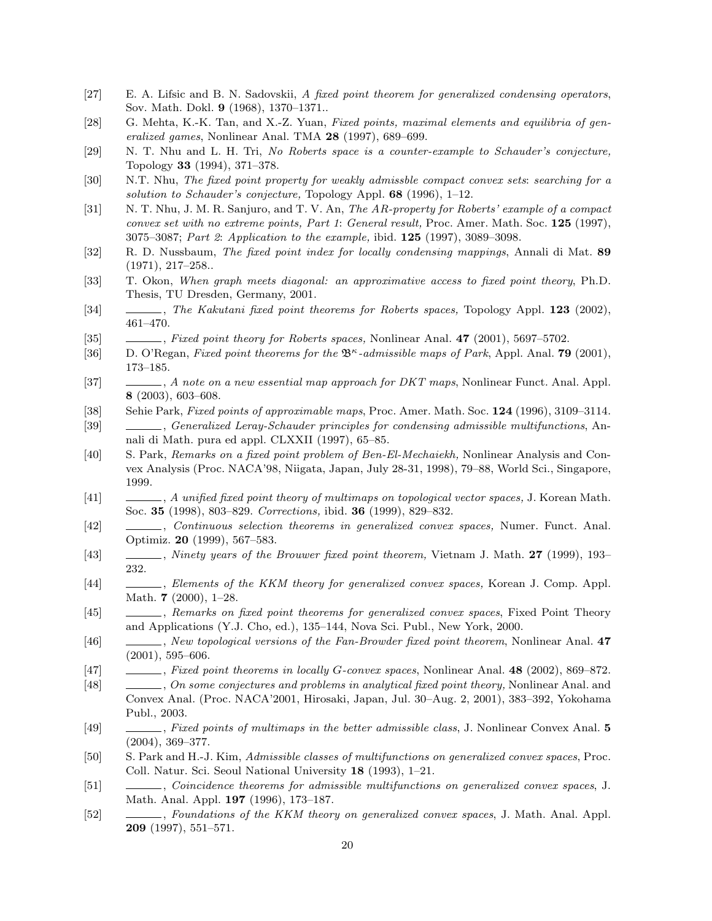[27] E. A. Lifsic and B. N. Sadovskii, *A fixed point theorem for generalized condensing operators*, Sov. Math. Dokl. **9** (1968), 1370–1371..

[28] G. Mehta, K.-K. Tan, and X.-Z. Yuan, *Fixed points, maximal elements and equilibria of generalized games*, Nonlinear Anal. TMA **28** (1997), 689–699.

[29] N. T. Nhu and L. H. Tri, *No Roberts space is a counter-example to Schauder's conjecture,* Topology **33** (1994), 371–378.

[30] N.T. Nhu, *The fixed point property for weakly admissble compact convex sets: searching for a solution to Schauder's conjecture,* Topology Appl. **68** (1996), 1–12.

[31] N. T. Nhu, J. M. R. Sanjuro, and T. V. An, *The AR-property for Roberts' example of a compact convex set with no extreme points, Part 1: General result,* Proc. Amer. Math. Soc. **125** (1997), 3075–3087; *Part 2: Application to the example,* ibid. **125** (1997), 3089–3098.

[32] R. D. Nussbaum, *The fixed point index for locally condensing mappings*, Annali di Mat. **89** (1971), 217–258..

[33] T. Okon, *When graph meets diagonal: an approximative access to fixed point theory*, Ph.D. Thesis, TU Dresden, Germany, 2001.

[34] ______, *The Kakutani fixed point theorems for Roberts spaces,* Topology Appl. **123** (2002), 461–470.

[35] ______, *Fixed point theory for Roberts spaces,* Nonlinear Anal. **47** (2001), 5697–5702.

[36] D. O'Regan, *Fixed point theorems for the $\mathfrak{B}^{\kappa}$-admissible maps of Park*, Appl. Anal. **79** (2001), 173–185.

[37] ______, *A note on a new essential map approach for DKT maps*, Nonlinear Funct. Anal. Appl. **8** (2003), 603–608.

[38] Sehie Park, *Fixed points of approximable maps*, Proc. Amer. Math. Soc. **124** (1996), 3109–3114.

[39] ______, *Generalized Leray-Schauder principles for condensing admissible multifunctions*, Annali di Math. pura ed appl. CLXXII (1997), 65–85.

[40] S. Park, *Remarks on a fixed point problem of Ben-El-Mechaiekh,* Nonlinear Analysis and Convex Analysis (Proc. NACA'98, Niigata, Japan, July 28-31, 1998), 79–88, World Sci., Singapore, 1999.

[41] ______, *A unified fixed point theory of multimaps on topological vector spaces,* J. Korean Math. Soc. **35** (1998), 803–829. *Corrections,* ibid. **36** (1999), 829–832.

[42] ______, *Continuous selection theorems in generalized convex spaces,* Numer. Funct. Anal. Optimiz. **20** (1999), 567–583.

[43] ______, *Ninety years of the Brouwer fixed point theorem,* Vietnam J. Math. **27** (1999), 193–232.

[44] ______, *Elements of the KKM theory for generalized convex spaces,* Korean J. Comp. Appl. Math. **7** (2000), 1–28.

[45] ______, *Remarks on fixed point theorems for generalized convex spaces*, Fixed Point Theory and Applications (Y.J. Cho, ed.), 135–144, Nova Sci. Publ., New York, 2000.

[46] ______, *New topological versions of the Fan-Browder fixed point theorem*, Nonlinear Anal. **47** (2001), 595–606.

[47] ______, *Fixed point theorems in locally G-convex spaces*, Nonlinear Anal. **48** (2002), 869–872.

[48] ______, *On some conjectures and problems in analytical fixed point theory,* Nonlinear Anal. and Convex Anal. (Proc. NACA'2001, Hirosaki, Japan, Jul. 30–Aug. 2, 2001), 383–392, Yokohama Publ., 2003.

[49] ______, *Fixed points of multimaps in the better admissible class*, J. Nonlinear Convex Anal. **5** (2004), 369–377.

[50] S. Park and H.-J. Kim, *Admissible classes of multifunctions on generalized convex spaces*, Proc. Coll. Natur. Sci. Seoul National University **18** (1993), 1–21.

[51] ______, *Coincidence theorems for admissible multifunctions on generalized convex spaces*, J. Math. Anal. Appl. **197** (1996), 173–187.

[52] ______, *Foundations of the KKM theory on generalized convex spaces*, J. Math. Anal. Appl. **209** (1997), 551–571.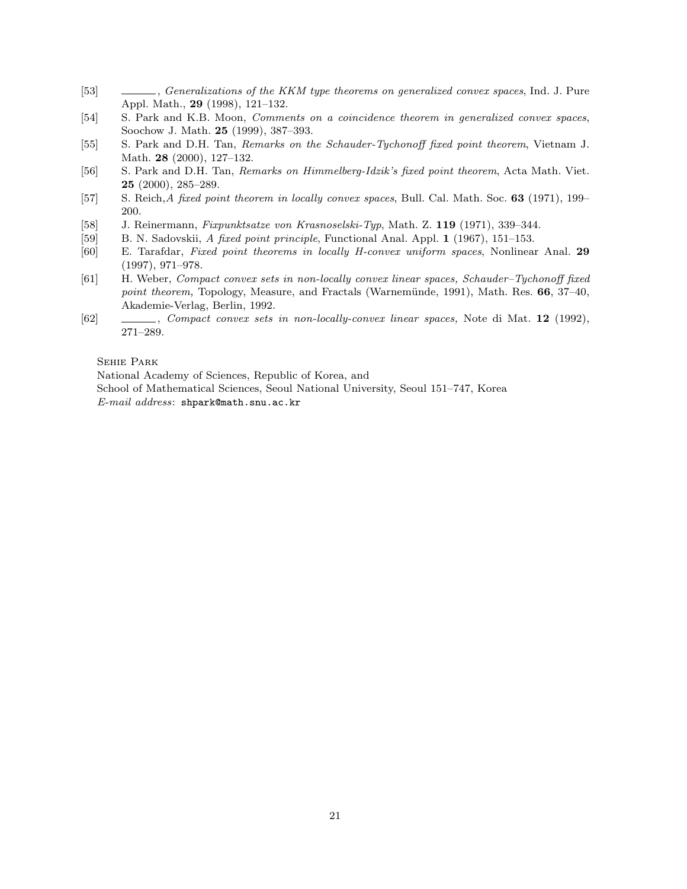[53] ———, *Generalizations of the KKM type theorems on generalized convex spaces*, Ind. J. Pure Appl. Math., **29** (1998), 121–132.

[54] S. Park and K.B. Moon, *Comments on a coincidence theorem in generalized convex spaces*, Soochow J. Math. **25** (1999), 387–393.

[55] S. Park and D.H. Tan, *Remarks on the Schauder-Tychonoff fixed point theorem*, Vietnam J. Math. **28** (2000), 127–132.

[56] S. Park and D.H. Tan, *Remarks on Himmelberg-Idzik's fixed point theorem*, Acta Math. Viet. **25** (2000), 285–289.

[57] S. Reich,*A fixed point theorem in locally convex spaces*, Bull. Cal. Math. Soc. **63** (1971), 199–200.

[58] J. Reinermann, *Fixpunktsatze von Krasnoselski-Typ*, Math. Z. **119** (1971), 339–344.

[59] B. N. Sadovskii, *A fixed point principle*, Functional Anal. Appl. **1** (1967), 151–153.

[60] E. Tarafdar, *Fixed point theorems in locally H-convex uniform spaces*, Nonlinear Anal. **29** (1997), 971–978.

[61] H. Weber, *Compact convex sets in non-locally convex linear spaces, Schauder–Tychonoff fixed point theorem,* Topology, Measure, and Fractals (Warnemünde, 1991), Math. Res. **66**, 37–40, Akademie-Verlag, Berlin, 1992.

[62] ———, *Compact convex sets in non-locally-convex linear spaces,* Note di Mat. **12** (1992), 271–289.

Sehie Park
National Academy of Sciences, Republic of Korea, and
School of Mathematical Sciences, Seoul National University, Seoul 151–747, Korea
*E-mail address*: shpark@math.snu.ac.kr